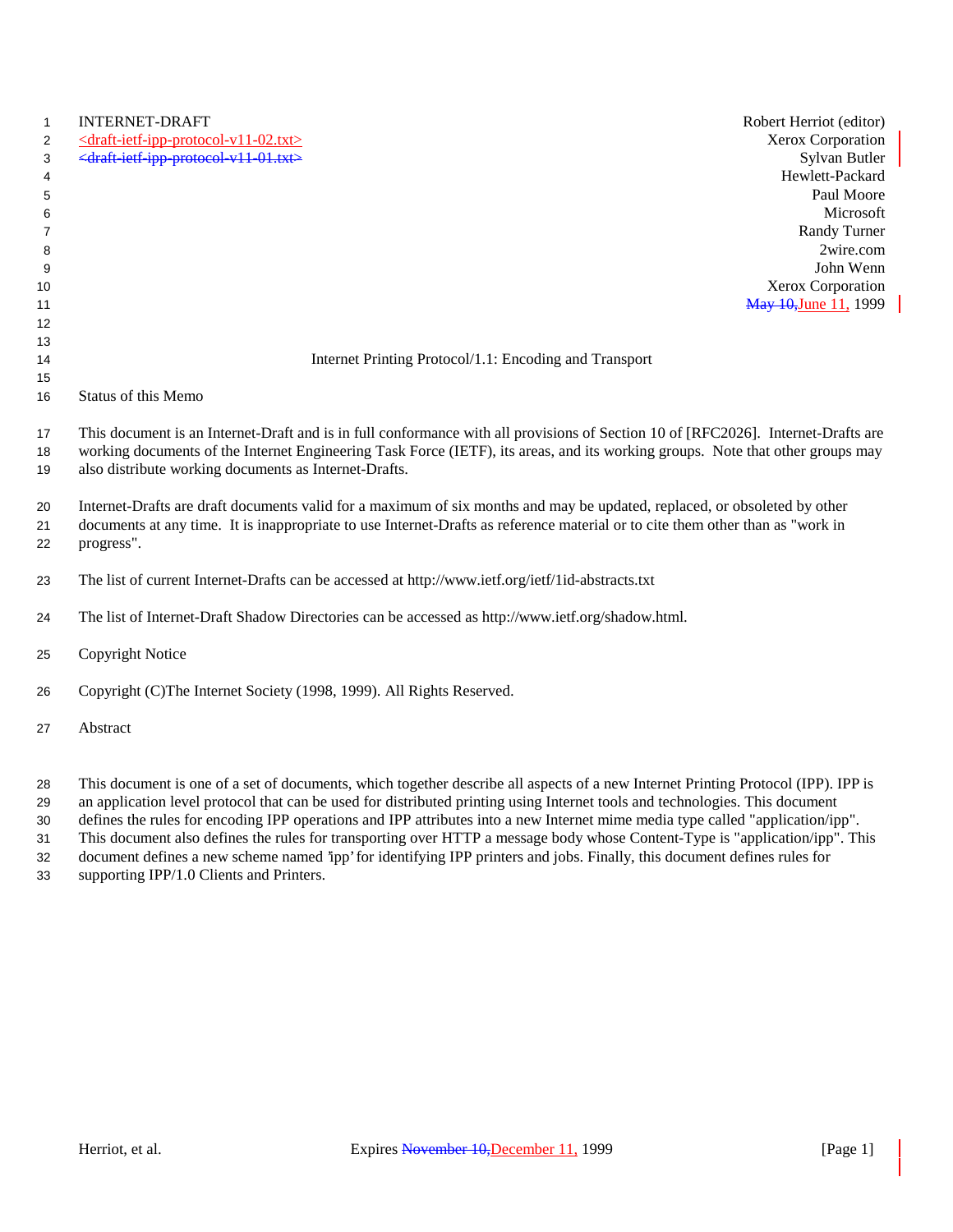INTERNET-DRAFT | Robert Herriot (editor)
<draft-ietf-ipp-protocol-v11-02.txt> | Xerox Corporation
~~<draft-ietf-ipp-protocol-v11-01.txt>~~ | Sylvan Butler

Hewlett-Packard
Paul Moore
Microsoft
Randy Turner
2wire.com
John Wenn
Xerox Corporation
~~May 10,~~ June 11, 1999

# Internet Printing Protocol/1.1: Encoding and Transport

## Status of this Memo

This document is an Internet-Draft and is in full conformance with all provisions of Section 10 of [RFC2026]. Internet-Drafts are working documents of the Internet Engineering Task Force (IETF), its areas, and its working groups. Note that other groups may also distribute working documents as Internet-Drafts.

Internet-Drafts are draft documents valid for a maximum of six months and may be updated, replaced, or obsoleted by other documents at any time. It is inappropriate to use Internet-Drafts as reference material or to cite them other than as "work in progress".

The list of current Internet-Drafts can be accessed at http://www.ietf.org/ietf/1id-abstracts.txt

The list of Internet-Draft Shadow Directories can be accessed as http://www.ietf.org/shadow.html.

## Copyright Notice

Copyright (C)The Internet Society (1998, 1999). All Rights Reserved.

## Abstract

This document is one of a set of documents, which together describe all aspects of a new Internet Printing Protocol (IPP). IPP is an application level protocol that can be used for distributed printing using Internet tools and technologies. This document defines the rules for encoding IPP operations and IPP attributes into a new Internet mime media type called "application/ipp". This document also defines the rules for transporting over HTTP a message body whose Content-Type is "application/ipp". This document defines a new scheme named 'ipp' for identifying IPP printers and jobs. Finally, this document defines rules for supporting IPP/1.0 Clients and Printers.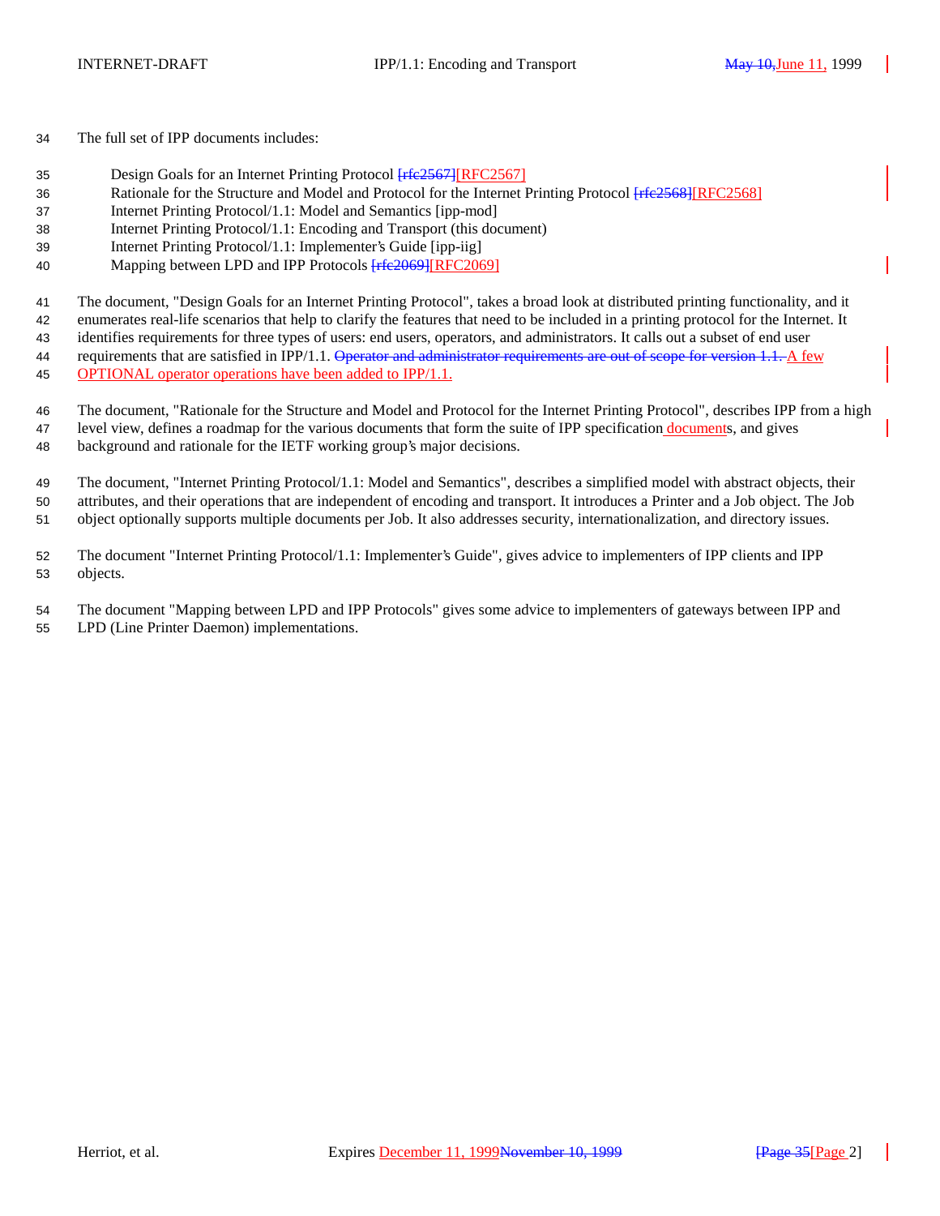The full set of IPP documents includes:

- Design Goals for an Internet Printing Protocol ~~[rfc2567]~~[RFC2567]
- Rationale for the Structure and Model and Protocol for the Internet Printing Protocol ~~[rfc2568]~~[RFC2568]
- Internet Printing Protocol/1.1: Model and Semantics [ipp-mod]
- Internet Printing Protocol/1.1: Encoding and Transport (this document)
- Internet Printing Protocol/1.1: Implementer's Guide [ipp-iig]
- Mapping between LPD and IPP Protocols ~~[rfc2069]~~[RFC2069]

The document, "Design Goals for an Internet Printing Protocol", takes a broad look at distributed printing functionality, and it enumerates real-life scenarios that help to clarify the features that need to be included in a printing protocol for the Internet. It identifies requirements for three types of users: end users, operators, and administrators. It calls out a subset of end user requirements that are satisfied in IPP/1.1. ~~Operator and administrator requirements are out of scope for version 1.1.~~ A few OPTIONAL operator operations have been added to IPP/1.1.

The document, "Rationale for the Structure and Model and Protocol for the Internet Printing Protocol", describes IPP from a high level view, defines a roadmap for the various documents that form the suite of IPP specification documents, and gives background and rationale for the IETF working group's major decisions.

The document, "Internet Printing Protocol/1.1: Model and Semantics", describes a simplified model with abstract objects, their attributes, and their operations that are independent of encoding and transport. It introduces a Printer and a Job object. The Job object optionally supports multiple documents per Job. It also addresses security, internationalization, and directory issues.

The document "Internet Printing Protocol/1.1: Implementer's Guide", gives advice to implementers of IPP clients and IPP objects.

The document "Mapping between LPD and IPP Protocols" gives some advice to implementers of gateways between IPP and LPD (Line Printer Daemon) implementations.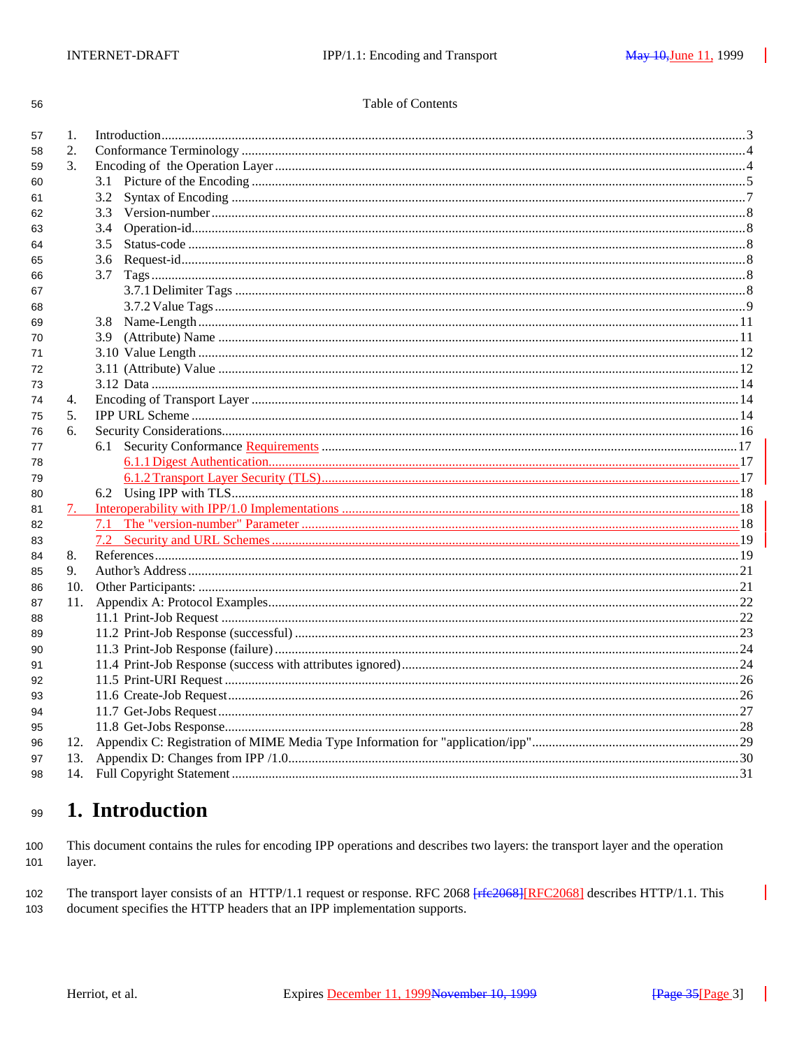Table of Contents

1. Introduction ....................................................... 3
2. Conformance Terminology ............................................ 4
3. Encoding of the Operation Layer .................................... 4
   3.1 Picture of the Encoding ........................................ 5
   3.2 Syntax of Encoding ............................................. 7
   3.3 Version-number ................................................. 8
   3.4 Operation-id ................................................... 8
   3.5 Status-code .................................................... 8
   3.6 Request-id ..................................................... 8
   3.7 Tags ........................................................... 8
      3.7.1 Delimiter Tags ............................................. 8
      3.7.2 Value Tags ................................................. 9
   3.8 Name-Length .................................................... 11
   3.9 (Attribute) Name ............................................... 11
   3.10 Value Length .................................................. 12
   3.11 (Attribute) Value ............................................. 12
   3.12 Data .......................................................... 14
4. Encoding of Transport Layer ........................................ 14
5. IPP URL Scheme ..................................................... 14
6. Security Considerations ............................................ 16
   6.1 Security Conformance Requirements .............................. 17
      6.1.1 Digest Authentication ...................................... 17
      6.1.2 Transport Layer Security (TLS) ............................. 17
   6.2 Using IPP with TLS ............................................. 18
7. Interoperability with IPP/1.0 Implementations ...................... 18
   7.1 The "version-number" Parameter ................................. 18
   7.2 Security and URL Schemes ....................................... 19
8. References ......................................................... 19
9. Author's Address ................................................... 21
10. Other Participants: ............................................... 21
11. Appendix A: Protocol Examples ..................................... 22
   11.1 Print-Job Request ............................................. 22
   11.2 Print-Job Response (successful) ............................... 23
   11.3 Print-Job Response (failure) .................................. 24
   11.4 Print-Job Response (success with attributes ignored) .......... 24
   11.5 Print-URI Request ............................................. 26
   11.6 Create-Job Request ............................................ 26
   11.7 Get-Jobs Request .............................................. 27
   11.8 Get-Jobs Response ............................................. 28
12. Appendix C: Registration of MIME Media Type Information for "application/ipp" ... 29
13. Appendix D: Changes from IPP /1.0 ................................. 30
14. Full Copyright Statement .......................................... 31

# 1. Introduction

This document contains the rules for encoding IPP operations and describes two layers: the transport layer and the operation layer.

The transport layer consists of an HTTP/1.1 request or response. RFC 2068 [rfc2068][RFC2068] describes HTTP/1.1. This document specifies the HTTP headers that an IPP implementation supports.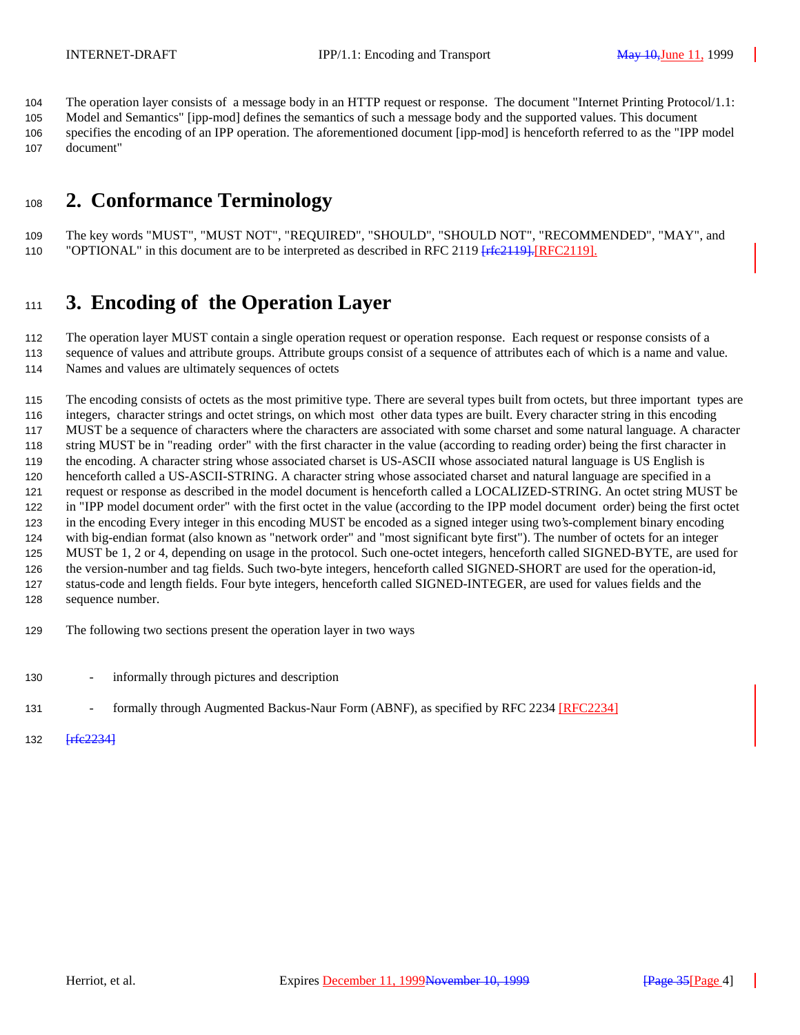The operation layer consists of a message body in an HTTP request or response. The document "Internet Printing Protocol/1.1: Model and Semantics" [ipp-mod] defines the semantics of such a message body and the supported values. This document specifies the encoding of an IPP operation. The aforementioned document [ipp-mod] is henceforth referred to as the "IPP model document"

# 2. Conformance Terminology

The key words "MUST", "MUST NOT", "REQUIRED", "SHOULD", "SHOULD NOT", "RECOMMENDED", "MAY", and "OPTIONAL" in this document are to be interpreted as described in RFC 2119 [rfc2119].[RFC2119].

# 3. Encoding of the Operation Layer

The operation layer MUST contain a single operation request or operation response. Each request or response consists of a sequence of values and attribute groups. Attribute groups consist of a sequence of attributes each of which is a name and value. Names and values are ultimately sequences of octets

The encoding consists of octets as the most primitive type. There are several types built from octets, but three important types are integers, character strings and octet strings, on which most other data types are built. Every character string in this encoding MUST be a sequence of characters where the characters are associated with some charset and some natural language. A character string MUST be in "reading order" with the first character in the value (according to reading order) being the first character in the encoding. A character string whose associated charset is US-ASCII whose associated natural language is US English is henceforth called a US-ASCII-STRING. A character string whose associated charset and natural language are specified in a request or response as described in the model document is henceforth called a LOCALIZED-STRING. An octet string MUST be in "IPP model document order" with the first octet in the value (according to the IPP model document order) being the first octet in the encoding Every integer in this encoding MUST be encoded as a signed integer using two's-complement binary encoding with big-endian format (also known as "network order" and "most significant byte first"). The number of octets for an integer MUST be 1, 2 or 4, depending on usage in the protocol. Such one-octet integers, henceforth called SIGNED-BYTE, are used for the version-number and tag fields. Such two-byte integers, henceforth called SIGNED-SHORT are used for the operation-id, status-code and length fields. Four byte integers, henceforth called SIGNED-INTEGER, are used for values fields and the sequence number.

The following two sections present the operation layer in two ways

- informally through pictures and description
- formally through Augmented Backus-Naur Form (ABNF), as specified by RFC 2234 [RFC2234]

[rfc2234]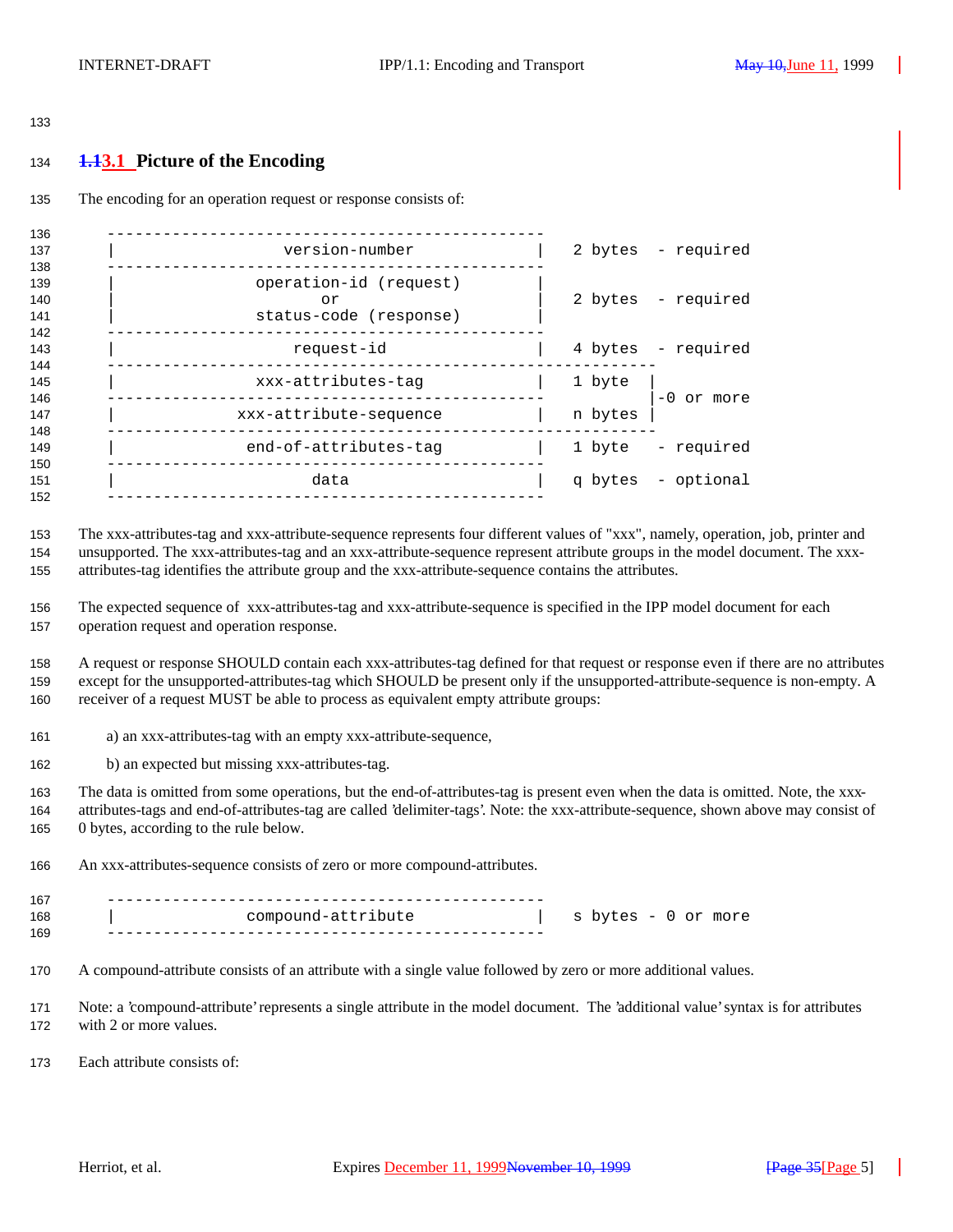## 3.1 Picture of the Encoding

The encoding for an operation request or response consists of:

```
 -----------------------------------------------
 |              version-number                 |   2 bytes  - required
 -----------------------------------------------
 |            operation-id (request)           |
 |                      or                     |   2 bytes  - required
 |            status-code (response)           |
 -----------------------------------------------
 |                request-id                   |   4 bytes  - required
 -----------------------------------------------------------
 |            xxx-attributes-tag               |   1 byte  |
 -----------------------------------------------           |-0 or more
 |          xxx-attribute-sequence             |   n bytes |
 -----------------------------------------------------------
 |           end-of-attributes-tag             |   1 byte   - required
 -----------------------------------------------
 |                    data                     |   q bytes  - optional
 -----------------------------------------------
```

The xxx-attributes-tag and xxx-attribute-sequence represents four different values of "xxx", namely, operation, job, printer and unsupported. The xxx-attributes-tag and an xxx-attribute-sequence represent attribute groups in the model document. The xxx-attributes-tag identifies the attribute group and the xxx-attribute-sequence contains the attributes.

The expected sequence of xxx-attributes-tag and xxx-attribute-sequence is specified in the IPP model document for each operation request and operation response.

A request or response SHOULD contain each xxx-attributes-tag defined for that request or response even if there are no attributes except for the unsupported-attributes-tag which SHOULD be present only if the unsupported-attribute-sequence is non-empty. A receiver of a request MUST be able to process as equivalent empty attribute groups:

a) an xxx-attributes-tag with an empty xxx-attribute-sequence,

b) an expected but missing xxx-attributes-tag.

The data is omitted from some operations, but the end-of-attributes-tag is present even when the data is omitted. Note, the xxx-attributes-tags and end-of-attributes-tag are called 'delimiter-tags'. Note: the xxx-attribute-sequence, shown above may consist of 0 bytes, according to the rule below.

An xxx-attributes-sequence consists of zero or more compound-attributes.

```
 -----------------------------------------------
 |            compound-attribute               |   s bytes - 0 or more
 -----------------------------------------------
```

A compound-attribute consists of an attribute with a single value followed by zero or more additional values.

Note: a 'compound-attribute' represents a single attribute in the model document. The 'additional value' syntax is for attributes with 2 or more values.

Each attribute consists of: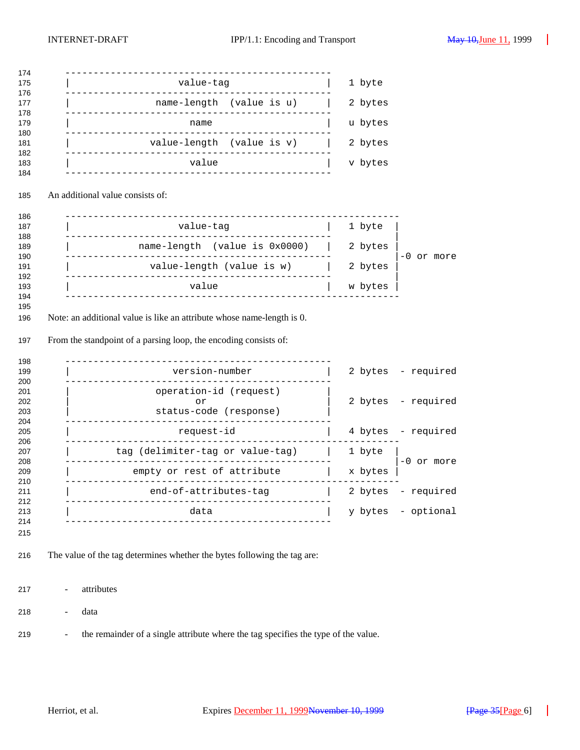```
-----------------------------------------------
|                  value-tag                  |   1 byte
-----------------------------------------------
|           name-length  (value is u)         |   2 bytes
-----------------------------------------------
|                     name                    |   u bytes
-----------------------------------------------
|           value-length  (value is v)        |   2 bytes
-----------------------------------------------
|                     value                   |   v bytes
-----------------------------------------------
```

An additional value consists of:

```
-----------------------------------------------------------
|                  value-tag                  |   1 byte  |
-----------------------------------------------           |
|         name-length  (value is 0x0000)      |   2 bytes |
-----------------------------------------------           |-0 or more
|          value-length (value is w)          |   2 bytes |
-----------------------------------------------           |
|                     value                   |   w bytes |
-----------------------------------------------------------
```

Note: an additional value is like an attribute whose name-length is 0.

From the standpoint of a parsing loop, the encoding consists of:

```
-----------------------------------------------
|                version-number               |   2 bytes  - required
-----------------------------------------------
|            operation-id (request)           |
|                      or                     |   2 bytes  - required
|            status-code (response)           |
-----------------------------------------------
|                  request-id                 |   4 bytes  - required
-----------------------------------------------------------
|        tag (delimiter-tag or value-tag)     |   1 byte  |
-----------------------------------------------           |-0 or more
|          empty or rest of attribute         |   x bytes |
-----------------------------------------------------------
|             end-of-attributes-tag           |   2 bytes  - required
-----------------------------------------------
|                     data                    |   y bytes  - optional
-----------------------------------------------
```

The value of the tag determines whether the bytes following the tag are:

- attributes
- data
- the remainder of a single attribute where the tag specifies the type of the value.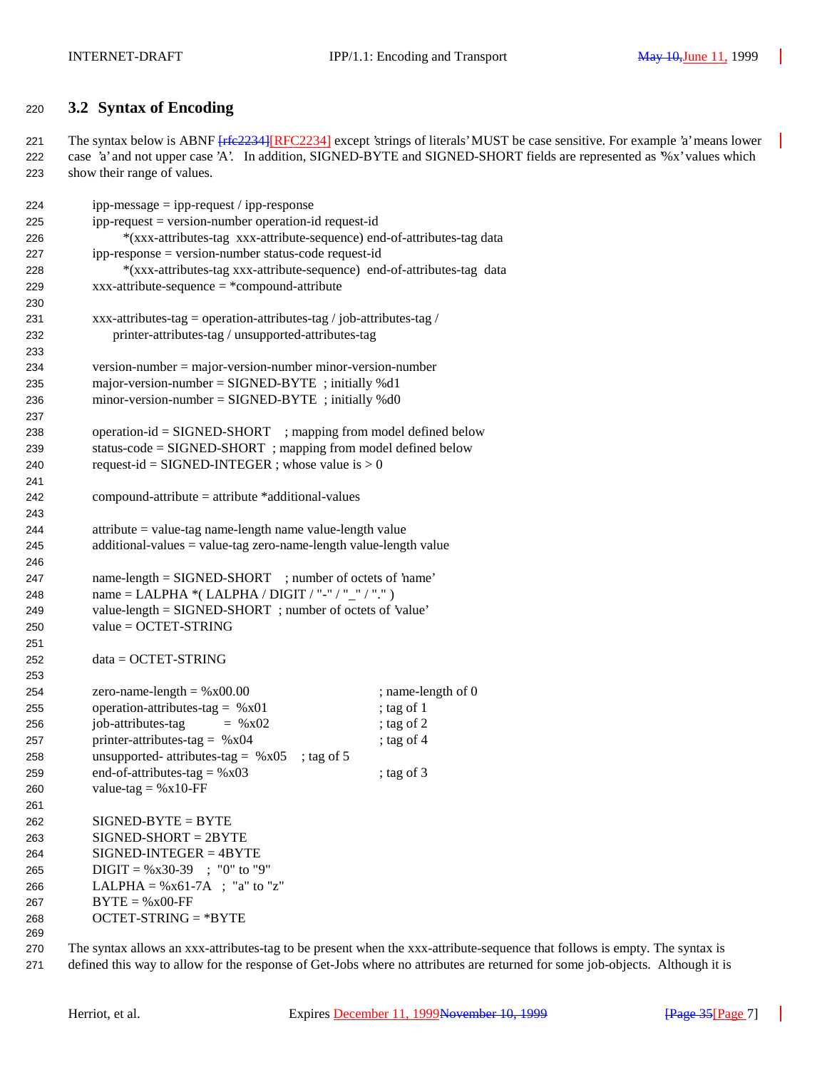## 3.2 Syntax of Encoding

The syntax below is ABNF [rfc2234][RFC2234] except 'strings of literals' MUST be case sensitive. For example 'a' means lower case 'a' and not upper case 'A'. In addition, SIGNED-BYTE and SIGNED-SHORT fields are represented as '%x' values which show their range of values.

```
ipp-message = ipp-request / ipp-response
ipp-request = version-number operation-id request-id
        *(xxx-attributes-tag  xxx-attribute-sequence) end-of-attributes-tag data
ipp-response = version-number status-code request-id
        *(xxx-attributes-tag xxx-attribute-sequence)  end-of-attributes-tag  data
xxx-attribute-sequence = *compound-attribute

xxx-attributes-tag = operation-attributes-tag / job-attributes-tag /
     printer-attributes-tag / unsupported-attributes-tag

version-number = major-version-number minor-version-number
major-version-number = SIGNED-BYTE  ; initially %d1
minor-version-number = SIGNED-BYTE  ; initially %d0

operation-id = SIGNED-SHORT    ; mapping from model defined below
status-code = SIGNED-SHORT  ; mapping from model defined below
request-id = SIGNED-INTEGER ; whose value is > 0

compound-attribute = attribute *additional-values

attribute = value-tag name-length name value-length value
additional-values = value-tag zero-name-length value-length value

name-length = SIGNED-SHORT    ; number of octets of 'name'
name = LALPHA *( LALPHA / DIGIT / "-" / "_" / "." )
value-length = SIGNED-SHORT  ; number of octets of 'value'
value = OCTET-STRING

data = OCTET-STRING

zero-name-length = %x00.00                       ; name-length of 0
operation-attributes-tag =  %x01                 ; tag of 1
job-attributes-tag          =  %x02              ; tag of 2
printer-attributes-tag =  %x04                   ; tag of 4
unsupported- attributes-tag =  %x05    ; tag of 5
end-of-attributes-tag = %x03                     ; tag of 3
value-tag = %x10-FF

SIGNED-BYTE = BYTE
SIGNED-SHORT = 2BYTE
SIGNED-INTEGER = 4BYTE
DIGIT = %x30-39   ;  "0" to "9"
LALPHA = %x61-7A   ;  "a" to "z"
BYTE = %x00-FF
OCTET-STRING = *BYTE
```

The syntax allows an xxx-attributes-tag to be present when the xxx-attribute-sequence that follows is empty. The syntax is defined this way to allow for the response of Get-Jobs where no attributes are returned for some job-objects. Although it is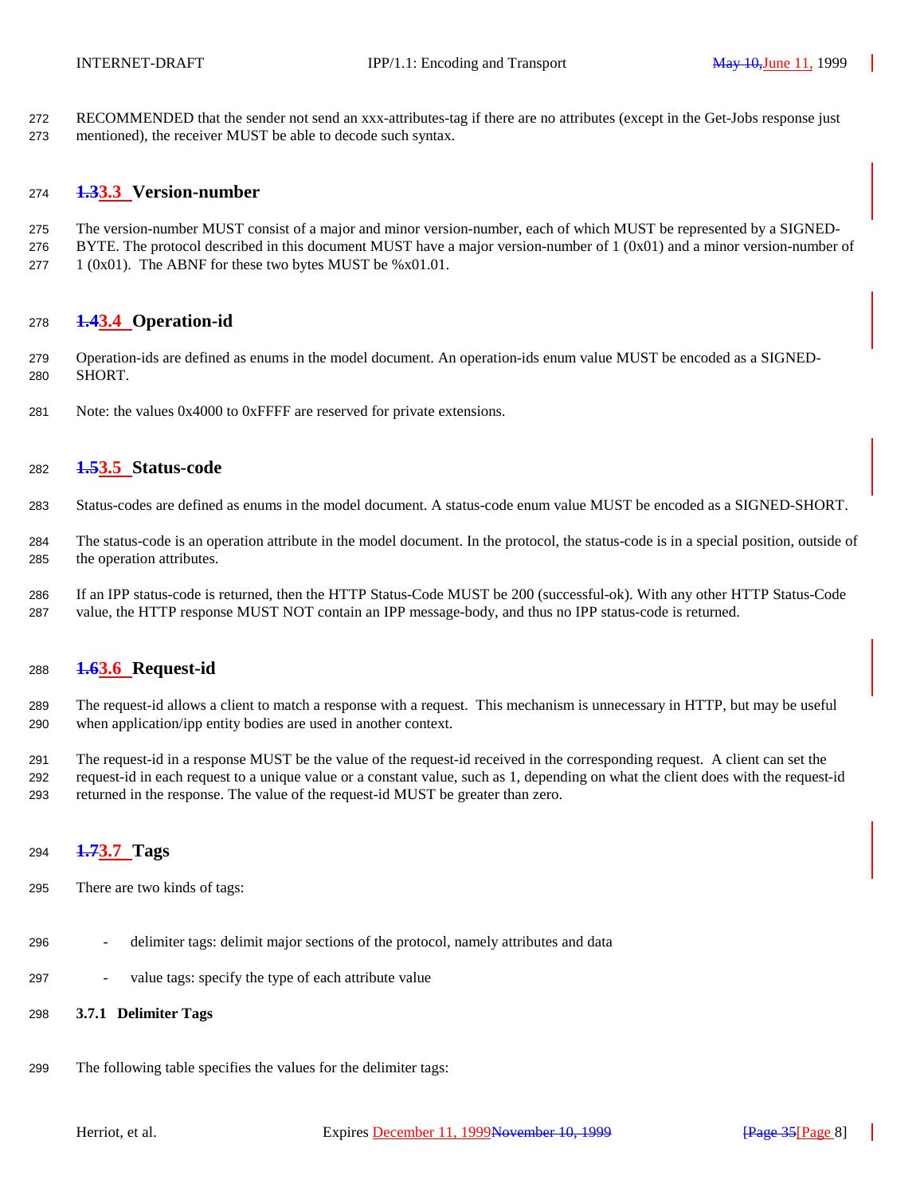RECOMMENDED that the sender not send an xxx-attributes-tag if there are no attributes (except in the Get-Jobs response just mentioned), the receiver MUST be able to decode such syntax.

## 3.3 Version-number

The version-number MUST consist of a major and minor version-number, each of which MUST be represented by a SIGNED-BYTE. The protocol described in this document MUST have a major version-number of 1 (0x01) and a minor version-number of 1 (0x01). The ABNF for these two bytes MUST be %x01.01.

## 3.4 Operation-id

Operation-ids are defined as enums in the model document. An operation-ids enum value MUST be encoded as a SIGNED-SHORT.

Note: the values 0x4000 to 0xFFFF are reserved for private extensions.

## 3.5 Status-code

Status-codes are defined as enums in the model document. A status-code enum value MUST be encoded as a SIGNED-SHORT.

The status-code is an operation attribute in the model document. In the protocol, the status-code is in a special position, outside of the operation attributes.

If an IPP status-code is returned, then the HTTP Status-Code MUST be 200 (successful-ok). With any other HTTP Status-Code value, the HTTP response MUST NOT contain an IPP message-body, and thus no IPP status-code is returned.

## 3.6 Request-id

The request-id allows a client to match a response with a request. This mechanism is unnecessary in HTTP, but may be useful when application/ipp entity bodies are used in another context.

The request-id in a response MUST be the value of the request-id received in the corresponding request. A client can set the request-id in each request to a unique value or a constant value, such as 1, depending on what the client does with the request-id returned in the response. The value of the request-id MUST be greater than zero.

## 3.7 Tags

There are two kinds of tags:

- delimiter tags: delimit major sections of the protocol, namely attributes and data
- value tags: specify the type of each attribute value

### 3.7.1 Delimiter Tags

The following table specifies the values for the delimiter tags: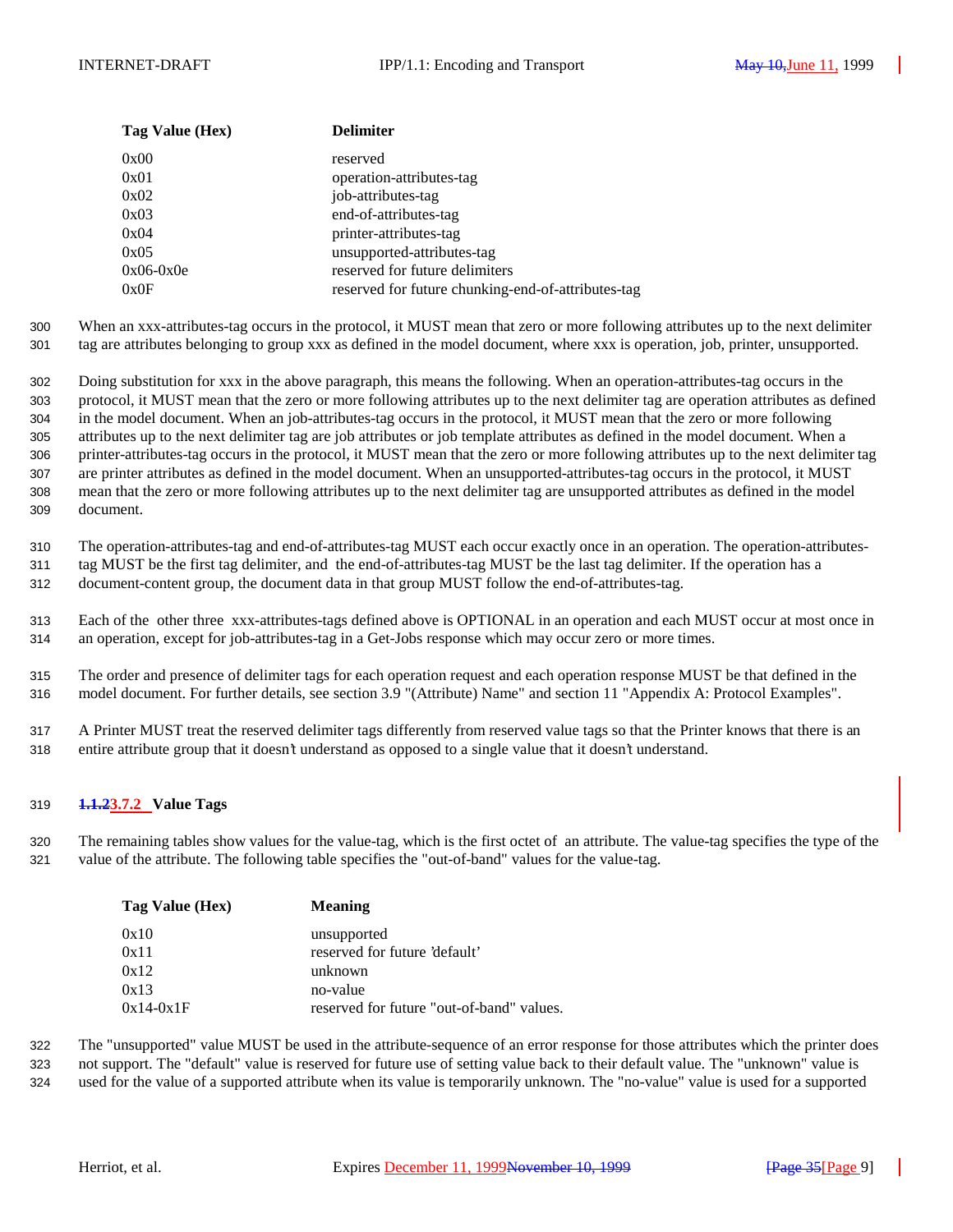| Tag Value (Hex) | Delimiter |
|---|---|
| 0x00 | reserved |
| 0x01 | operation-attributes-tag |
| 0x02 | job-attributes-tag |
| 0x03 | end-of-attributes-tag |
| 0x04 | printer-attributes-tag |
| 0x05 | unsupported-attributes-tag |
| 0x06-0x0e | reserved for future delimiters |
| 0x0F | reserved for future chunking-end-of-attributes-tag |

When an xxx-attributes-tag occurs in the protocol, it MUST mean that zero or more following attributes up to the next delimiter tag are attributes belonging to group xxx as defined in the model document, where xxx is operation, job, printer, unsupported.

Doing substitution for xxx in the above paragraph, this means the following. When an operation-attributes-tag occurs in the protocol, it MUST mean that the zero or more following attributes up to the next delimiter tag are operation attributes as defined in the model document. When an job-attributes-tag occurs in the protocol, it MUST mean that the zero or more following attributes up to the next delimiter tag are job attributes or job template attributes as defined in the model document. When a printer-attributes-tag occurs in the protocol, it MUST mean that the zero or more following attributes up to the next delimiter tag are printer attributes as defined in the model document. When an unsupported-attributes-tag occurs in the protocol, it MUST mean that the zero or more following attributes up to the next delimiter tag are unsupported attributes as defined in the model document.

The operation-attributes-tag and end-of-attributes-tag MUST each occur exactly once in an operation. The operation-attributes-tag MUST be the first tag delimiter, and the end-of-attributes-tag MUST be the last tag delimiter. If the operation has a document-content group, the document data in that group MUST follow the end-of-attributes-tag.

Each of the other three xxx-attributes-tags defined above is OPTIONAL in an operation and each MUST occur at most once in an operation, except for job-attributes-tag in a Get-Jobs response which may occur zero or more times.

The order and presence of delimiter tags for each operation request and each operation response MUST be that defined in the model document. For further details, see section 3.9 "(Attribute) Name" and section 11 "Appendix A: Protocol Examples".

A Printer MUST treat the reserved delimiter tags differently from reserved value tags so that the Printer knows that there is an entire attribute group that it doesn't understand as opposed to a single value that it doesn't understand.

### ~~1.1.2~~3.7.2 Value Tags

The remaining tables show values for the value-tag, which is the first octet of an attribute. The value-tag specifies the type of the value of the attribute. The following table specifies the "out-of-band" values for the value-tag.

| Tag Value (Hex) | Meaning |
|---|---|
| 0x10 | unsupported |
| 0x11 | reserved for future 'default' |
| 0x12 | unknown |
| 0x13 | no-value |
| 0x14-0x1F | reserved for future "out-of-band" values. |

The "unsupported" value MUST be used in the attribute-sequence of an error response for those attributes which the printer does not support. The "default" value is reserved for future use of setting value back to their default value. The "unknown" value is used for the value of a supported attribute when its value is temporarily unknown. The "no-value" value is used for a supported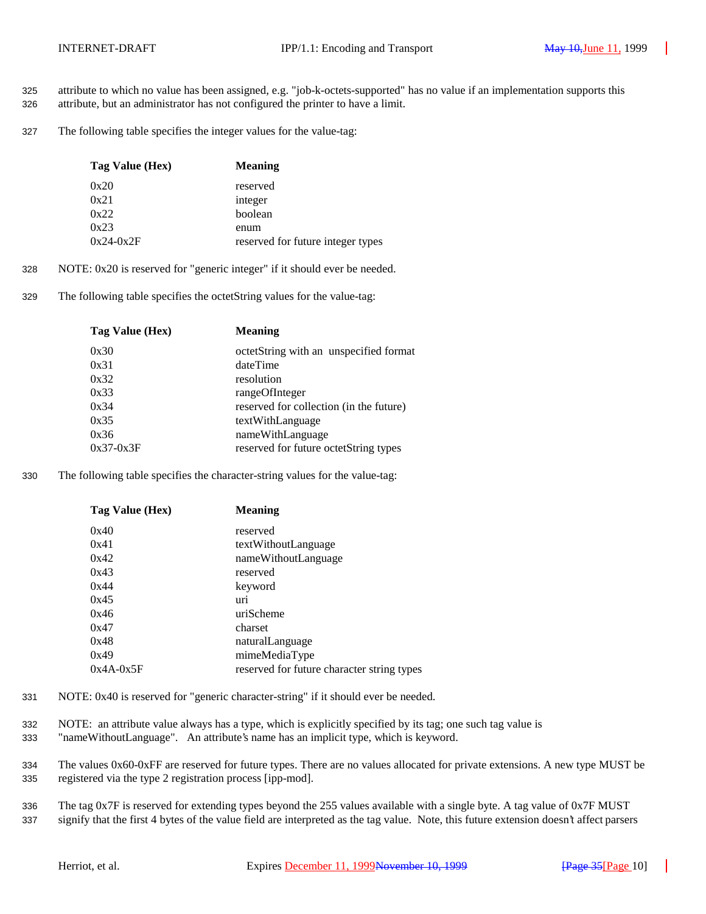attribute to which no value has been assigned, e.g. "job-k-octets-supported" has no value if an implementation supports this attribute, but an administrator has not configured the printer to have a limit.

The following table specifies the integer values for the value-tag:

| Tag Value (Hex) | Meaning |
|---|---|
| 0x20 | reserved |
| 0x21 | integer |
| 0x22 | boolean |
| 0x23 | enum |
| 0x24-0x2F | reserved for future integer types |

NOTE: 0x20 is reserved for "generic integer" if it should ever be needed.

The following table specifies the octetString values for the value-tag:

| Tag Value (Hex) | Meaning |
|---|---|
| 0x30 | octetString with an unspecified format |
| 0x31 | dateTime |
| 0x32 | resolution |
| 0x33 | rangeOfInteger |
| 0x34 | reserved for collection (in the future) |
| 0x35 | textWithLanguage |
| 0x36 | nameWithLanguage |
| 0x37-0x3F | reserved for future octetString types |

The following table specifies the character-string values for the value-tag:

| Tag Value (Hex) | Meaning |
|---|---|
| 0x40 | reserved |
| 0x41 | textWithoutLanguage |
| 0x42 | nameWithoutLanguage |
| 0x43 | reserved |
| 0x44 | keyword |
| 0x45 | uri |
| 0x46 | uriScheme |
| 0x47 | charset |
| 0x48 | naturalLanguage |
| 0x49 | mimeMediaType |
| 0x4A-0x5F | reserved for future character string types |

NOTE: 0x40 is reserved for "generic character-string" if it should ever be needed.

NOTE: an attribute value always has a type, which is explicitly specified by its tag; one such tag value is "nameWithoutLanguage". An attribute's name has an implicit type, which is keyword.

The values 0x60-0xFF are reserved for future types. There are no values allocated for private extensions. A new type MUST be registered via the type 2 registration process [ipp-mod].

The tag 0x7F is reserved for extending types beyond the 255 values available with a single byte. A tag value of 0x7F MUST signify that the first 4 bytes of the value field are interpreted as the tag value. Note, this future extension doesn't affect parsers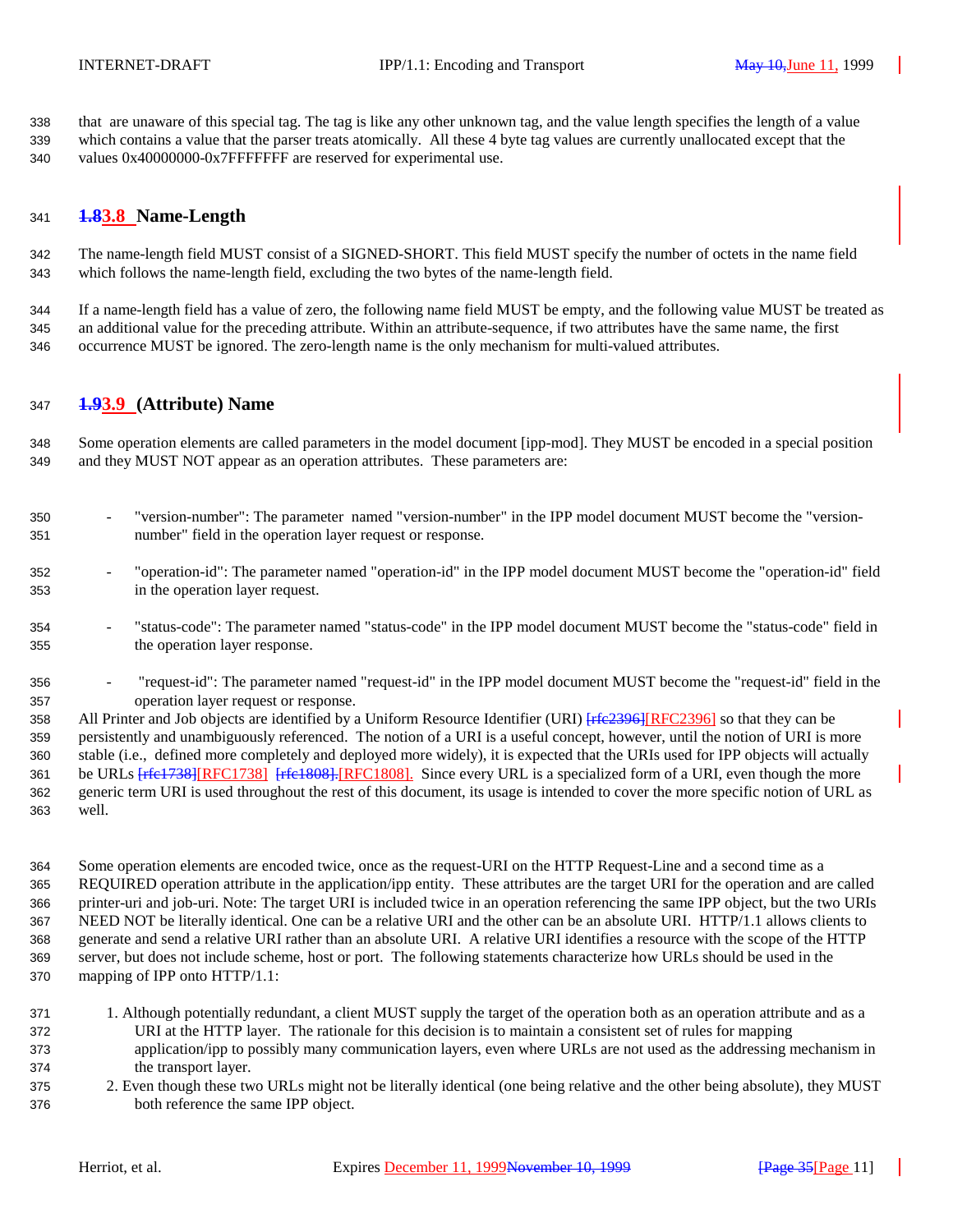that are unaware of this special tag. The tag is like any other unknown tag, and the value length specifies the length of a value which contains a value that the parser treats atomically. All these 4 byte tag values are currently unallocated except that the values 0x40000000-0x7FFFFFFF are reserved for experimental use.

### 1.83.8 Name-Length

The name-length field MUST consist of a SIGNED-SHORT. This field MUST specify the number of octets in the name field which follows the name-length field, excluding the two bytes of the name-length field.

If a name-length field has a value of zero, the following name field MUST be empty, and the following value MUST be treated as an additional value for the preceding attribute. Within an attribute-sequence, if two attributes have the same name, the first occurrence MUST be ignored. The zero-length name is the only mechanism for multi-valued attributes.

### 1.93.9 (Attribute) Name

Some operation elements are called parameters in the model document [ipp-mod]. They MUST be encoded in a special position and they MUST NOT appear as an operation attributes. These parameters are:

- "version-number": The parameter named "version-number" in the IPP model document MUST become the "version-number" field in the operation layer request or response.
- "operation-id": The parameter named "operation-id" in the IPP model document MUST become the "operation-id" field in the operation layer request.
- "status-code": The parameter named "status-code" in the IPP model document MUST become the "status-code" field in the operation layer response.
- "request-id": The parameter named "request-id" in the IPP model document MUST become the "request-id" field in the operation layer request or response.

All Printer and Job objects are identified by a Uniform Resource Identifier (URI) [rfc2396][RFC2396] so that they can be persistently and unambiguously referenced. The notion of a URI is a useful concept, however, until the notion of URI is more stable (i.e., defined more completely and deployed more widely), it is expected that the URIs used for IPP objects will actually be URLs [rfc1738][RFC1738] [rfc1808].[RFC1808]. Since every URL is a specialized form of a URI, even though the more generic term URI is used throughout the rest of this document, its usage is intended to cover the more specific notion of URL as well.

Some operation elements are encoded twice, once as the request-URI on the HTTP Request-Line and a second time as a REQUIRED operation attribute in the application/ipp entity. These attributes are the target URI for the operation and are called printer-uri and job-uri. Note: The target URI is included twice in an operation referencing the same IPP object, but the two URIs NEED NOT be literally identical. One can be a relative URI and the other can be an absolute URI. HTTP/1.1 allows clients to generate and send a relative URI rather than an absolute URI. A relative URI identifies a resource with the scope of the HTTP server, but does not include scheme, host or port. The following statements characterize how URLs should be used in the mapping of IPP onto HTTP/1.1:

1. Although potentially redundant, a client MUST supply the target of the operation both as an operation attribute and as a URI at the HTTP layer. The rationale for this decision is to maintain a consistent set of rules for mapping application/ipp to possibly many communication layers, even where URLs are not used as the addressing mechanism in the transport layer.
2. Even though these two URLs might not be literally identical (one being relative and the other being absolute), they MUST both reference the same IPP object.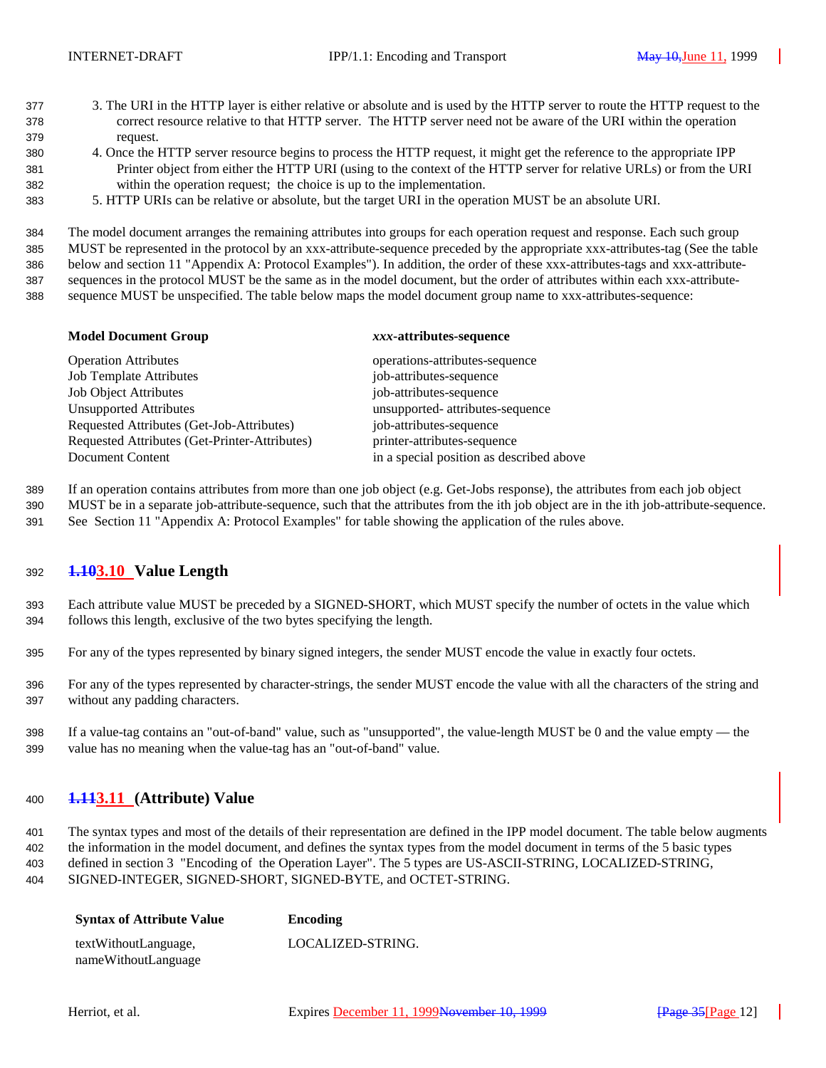3. The URI in the HTTP layer is either relative or absolute and is used by the HTTP server to route the HTTP request to the correct resource relative to that HTTP server. The HTTP server need not be aware of the URI within the operation request.
4. Once the HTTP server resource begins to process the HTTP request, it might get the reference to the appropriate IPP Printer object from either the HTTP URI (using to the context of the HTTP server for relative URLs) or from the URI within the operation request; the choice is up to the implementation.
5. HTTP URIs can be relative or absolute, but the target URI in the operation MUST be an absolute URI.

The model document arranges the remaining attributes into groups for each operation request and response. Each such group MUST be represented in the protocol by an xxx-attribute-sequence preceded by the appropriate xxx-attributes-tag (See the table below and section 11 "Appendix A: Protocol Examples"). In addition, the order of these xxx-attributes-tags and xxx-attribute-sequences in the protocol MUST be the same as in the model document, but the order of attributes within each xxx-attribute-sequence MUST be unspecified. The table below maps the model document group name to xxx-attributes-sequence:

| Model Document Group | *xxx*-attributes-sequence |
|---|---|
| Operation Attributes | operations-attributes-sequence |
| Job Template Attributes | job-attributes-sequence |
| Job Object Attributes | job-attributes-sequence |
| Unsupported Attributes | unsupported- attributes-sequence |
| Requested Attributes (Get-Job-Attributes) | job-attributes-sequence |
| Requested Attributes (Get-Printer-Attributes) | printer-attributes-sequence |
| Document Content | in a special position as described above |

If an operation contains attributes from more than one job object (e.g. Get-Jobs response), the attributes from each job object MUST be in a separate job-attribute-sequence, such that the attributes from the ith job object are in the ith job-attribute-sequence. See Section 11 "Appendix A: Protocol Examples" for table showing the application of the rules above.

## ~~1.10~~3.10 Value Length

Each attribute value MUST be preceded by a SIGNED-SHORT, which MUST specify the number of octets in the value which follows this length, exclusive of the two bytes specifying the length.

For any of the types represented by binary signed integers, the sender MUST encode the value in exactly four octets.

For any of the types represented by character-strings, the sender MUST encode the value with all the characters of the string and without any padding characters.

If a value-tag contains an "out-of-band" value, such as "unsupported", the value-length MUST be 0 and the value empty — the value has no meaning when the value-tag has an "out-of-band" value.

## ~~1.11~~3.11 (Attribute) Value

The syntax types and most of the details of their representation are defined in the IPP model document. The table below augments the information in the model document, and defines the syntax types from the model document in terms of the 5 basic types defined in section 3 "Encoding of the Operation Layer". The 5 types are US-ASCII-STRING, LOCALIZED-STRING, SIGNED-INTEGER, SIGNED-SHORT, SIGNED-BYTE, and OCTET-STRING.

| Syntax of Attribute Value | Encoding |
|---|---|
| textWithoutLanguage, nameWithoutLanguage | LOCALIZED-STRING. |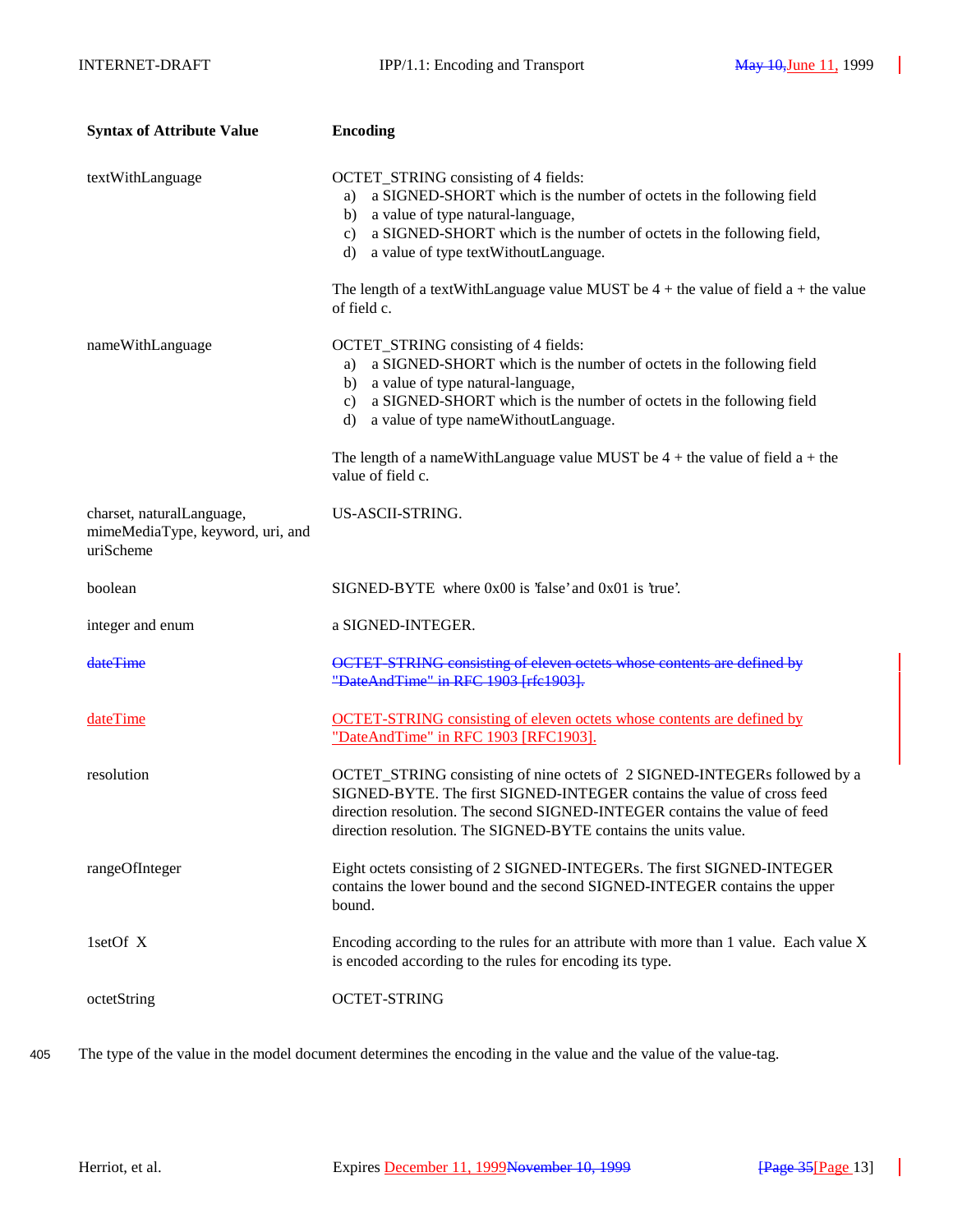| Syntax of Attribute Value | Encoding |
|---|---|
| textWithLanguage | OCTET_STRING consisting of 4 fields:<br>a) a SIGNED-SHORT which is the number of octets in the following field<br>b) a value of type natural-language,<br>c) a SIGNED-SHORT which is the number of octets in the following field,<br>d) a value of type textWithoutLanguage.<br><br>The length of a textWithLanguage value MUST be 4 + the value of field a + the value of field c. |
| nameWithLanguage | OCTET_STRING consisting of 4 fields:<br>a) a SIGNED-SHORT which is the number of octets in the following field<br>b) a value of type natural-language,<br>c) a SIGNED-SHORT which is the number of octets in the following field<br>d) a value of type nameWithoutLanguage.<br><br>The length of a nameWithLanguage value MUST be 4 + the value of field a + the value of field c. |
| charset, naturalLanguage, mimeMediaType, keyword, uri, and uriScheme | US-ASCII-STRING. |
| boolean | SIGNED-BYTE where 0x00 is 'false' and 0x01 is 'true'. |
| integer and enum | a SIGNED-INTEGER. |
| ~~dateTime~~ | ~~OCTET-STRING consisting of eleven octets whose contents are defined by "DateAndTime" in RFC 1903 [rfc1903].~~ |
| dateTime | OCTET-STRING consisting of eleven octets whose contents are defined by "DateAndTime" in RFC 1903 [RFC1903]. |
| resolution | OCTET_STRING consisting of nine octets of 2 SIGNED-INTEGERs followed by a SIGNED-BYTE. The first SIGNED-INTEGER contains the value of cross feed direction resolution. The second SIGNED-INTEGER contains the value of feed direction resolution. The SIGNED-BYTE contains the units value. |
| rangeOfInteger | Eight octets consisting of 2 SIGNED-INTEGERs. The first SIGNED-INTEGER contains the lower bound and the second SIGNED-INTEGER contains the upper bound. |
| 1setOf X | Encoding according to the rules for an attribute with more than 1 value. Each value X is encoded according to the rules for encoding its type. |
| octetString | OCTET-STRING |

The type of the value in the model document determines the encoding in the value and the value of the value-tag.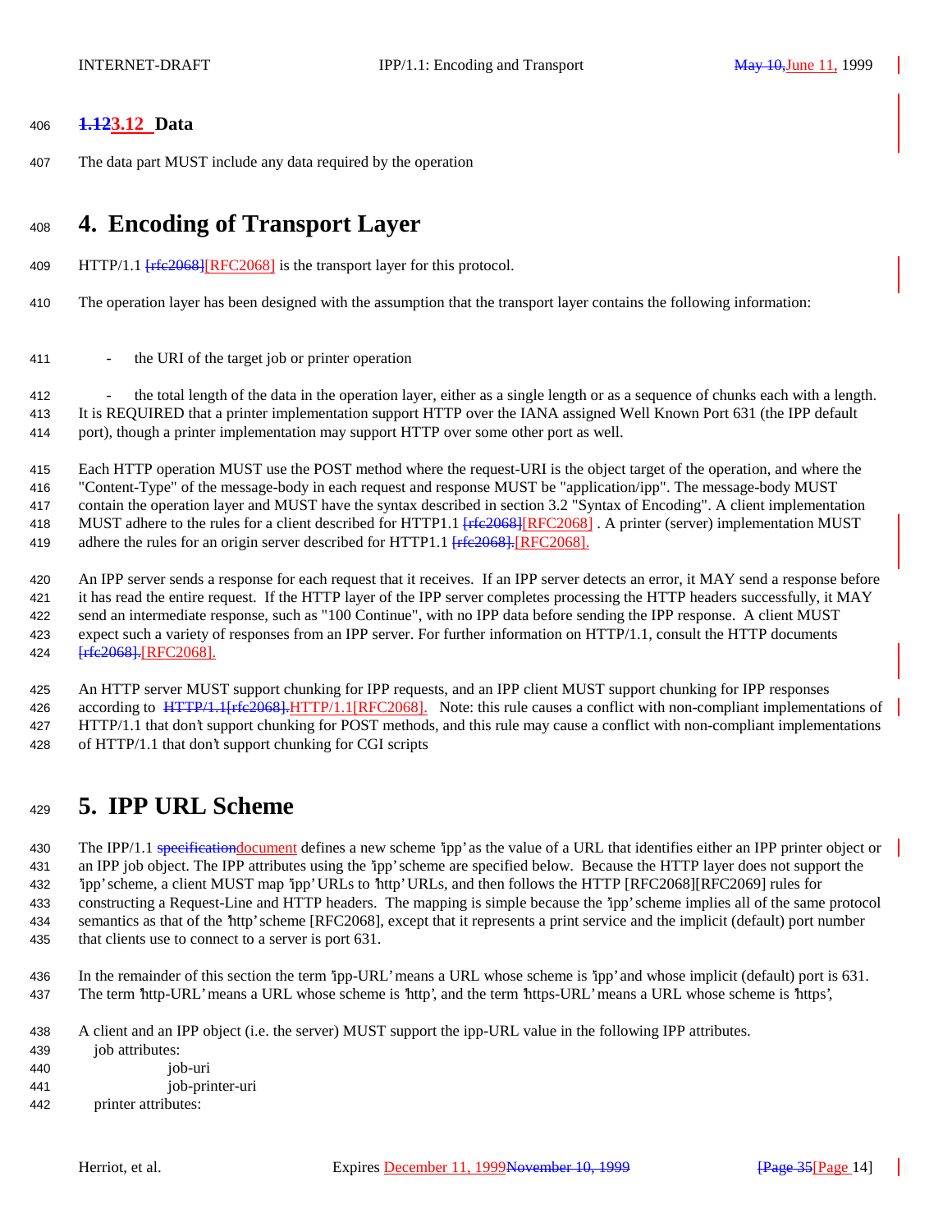## 1.123.12 Data

The data part MUST include any data required by the operation

# 4. Encoding of Transport Layer

HTTP/1.1 [rfc2068][RFC2068] is the transport layer for this protocol.

The operation layer has been designed with the assumption that the transport layer contains the following information:

- the URI of the target job or printer operation

- the total length of the data in the operation layer, either as a single length or as a sequence of chunks each with a length.

It is REQUIRED that a printer implementation support HTTP over the IANA assigned Well Known Port 631 (the IPP default port), though a printer implementation may support HTTP over some other port as well.

Each HTTP operation MUST use the POST method where the request-URI is the object target of the operation, and where the "Content-Type" of the message-body in each request and response MUST be "application/ipp". The message-body MUST contain the operation layer and MUST have the syntax described in section 3.2 "Syntax of Encoding". A client implementation MUST adhere to the rules for a client described for HTTP1.1 [rfc2068][RFC2068] . A printer (server) implementation MUST adhere the rules for an origin server described for HTTP1.1 [rfc2068].[RFC2068].

An IPP server sends a response for each request that it receives. If an IPP server detects an error, it MAY send a response before it has read the entire request. If the HTTP layer of the IPP server completes processing the HTTP headers successfully, it MAY send an intermediate response, such as "100 Continue", with no IPP data before sending the IPP response. A client MUST expect such a variety of responses from an IPP server. For further information on HTTP/1.1, consult the HTTP documents [rfc2068].[RFC2068].

An HTTP server MUST support chunking for IPP requests, and an IPP client MUST support chunking for IPP responses according to HTTP/1.1[rfc2068].HTTP/1.1[RFC2068]. Note: this rule causes a conflict with non-compliant implementations of HTTP/1.1 that don't support chunking for POST methods, and this rule may cause a conflict with non-compliant implementations of HTTP/1.1 that don't support chunking for CGI scripts

# 5. IPP URL Scheme

The IPP/1.1 specificationdocument defines a new scheme 'ipp' as the value of a URL that identifies either an IPP printer object or an IPP job object. The IPP attributes using the 'ipp' scheme are specified below. Because the HTTP layer does not support the 'ipp' scheme, a client MUST map 'ipp' URLs to 'http' URLs, and then follows the HTTP [RFC2068][RFC2069] rules for constructing a Request-Line and HTTP headers. The mapping is simple because the 'ipp' scheme implies all of the same protocol semantics as that of the 'http' scheme [RFC2068], except that it represents a print service and the implicit (default) port number that clients use to connect to a server is port 631.

In the remainder of this section the term 'ipp-URL' means a URL whose scheme is 'ipp' and whose implicit (default) port is 631. The term 'http-URL' means a URL whose scheme is 'http', and the term 'https-URL' means a URL whose scheme is 'https',

A client and an IPP object (i.e. the server) MUST support the ipp-URL value in the following IPP attributes.

job attributes:

    job-uri
    job-printer-uri

printer attributes: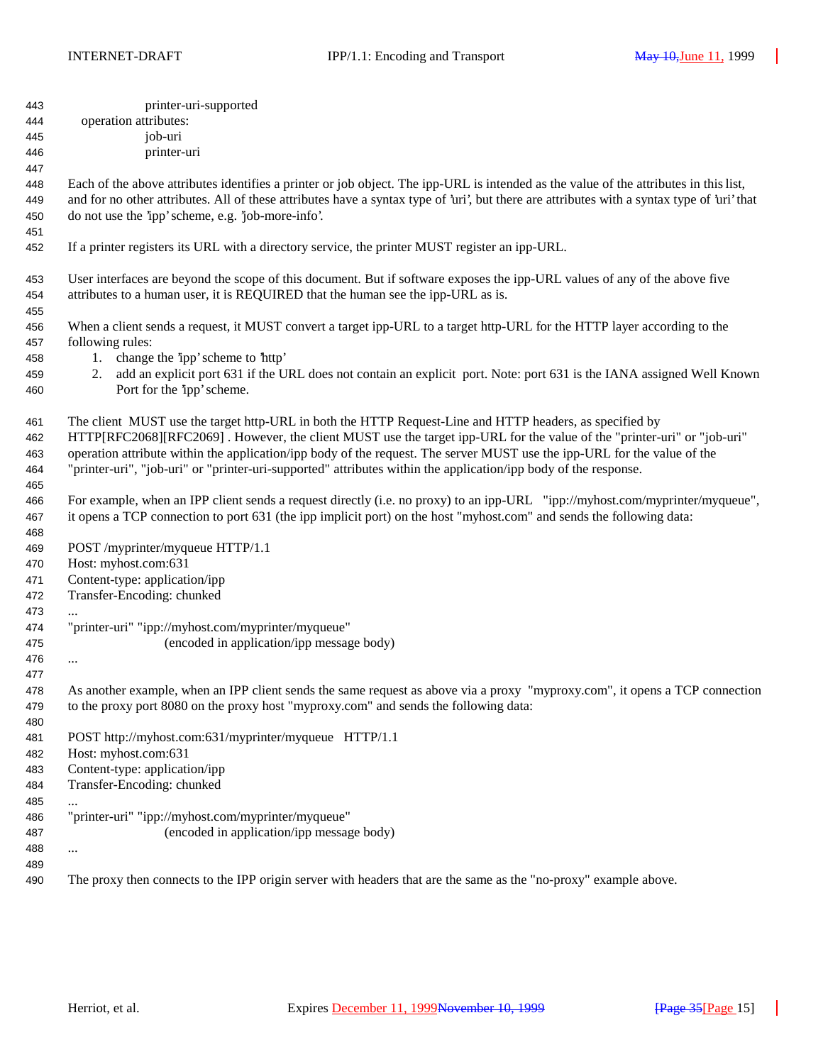printer-uri-supported

operation attributes:

job-uri

printer-uri

Each of the above attributes identifies a printer or job object. The ipp-URL is intended as the value of the attributes in this list, and for no other attributes. All of these attributes have a syntax type of 'uri', but there are attributes with a syntax type of 'uri' that do not use the 'ipp' scheme, e.g. 'job-more-info'.

If a printer registers its URL with a directory service, the printer MUST register an ipp-URL.

User interfaces are beyond the scope of this document. But if software exposes the ipp-URL values of any of the above five attributes to a human user, it is REQUIRED that the human see the ipp-URL as is.

When a client sends a request, it MUST convert a target ipp-URL to a target http-URL for the HTTP layer according to the following rules:

1. change the 'ipp' scheme to 'http'
2. add an explicit port 631 if the URL does not contain an explicit port. Note: port 631 is the IANA assigned Well Known Port for the 'ipp' scheme.

The client MUST use the target http-URL in both the HTTP Request-Line and HTTP headers, as specified by HTTP[RFC2068][RFC2069] . However, the client MUST use the target ipp-URL for the value of the "printer-uri" or "job-uri" operation attribute within the application/ipp body of the request. The server MUST use the ipp-URL for the value of the "printer-uri", "job-uri" or "printer-uri-supported" attributes within the application/ipp body of the response.

For example, when an IPP client sends a request directly (i.e. no proxy) to an ipp-URL "ipp://myhost.com/myprinter/myqueue", it opens a TCP connection to port 631 (the ipp implicit port) on the host "myhost.com" and sends the following data:

```
POST /myprinter/myqueue HTTP/1.1
Host: myhost.com:631
Content-type: application/ipp
Transfer-Encoding: chunked
...
"printer-uri" "ipp://myhost.com/myprinter/myqueue"
                    (encoded in application/ipp message body)
...
```

As another example, when an IPP client sends the same request as above via a proxy "myproxy.com", it opens a TCP connection to the proxy port 8080 on the proxy host "myproxy.com" and sends the following data:

```
POST http://myhost.com:631/myprinter/myqueue   HTTP/1.1
Host: myhost.com:631
Content-type: application/ipp
Transfer-Encoding: chunked
...
"printer-uri" "ipp://myhost.com/myprinter/myqueue"
                    (encoded in application/ipp message body)
...
```

The proxy then connects to the IPP origin server with headers that are the same as the "no-proxy" example above.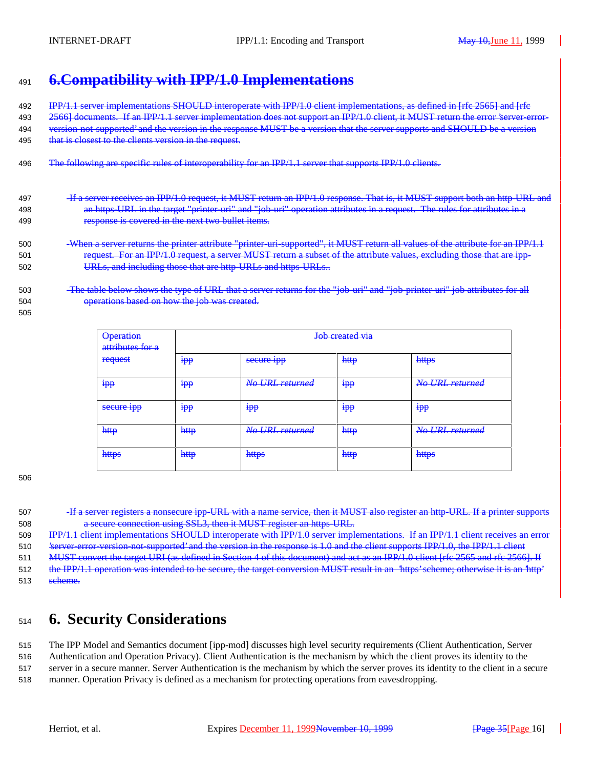# ~~6.Compatibility with IPP/1.0 Implementations~~

~~IPP/1.1 server implementations SHOULD interoperate with IPP/1.0 client implementations, as defined in [rfc 2565] and [rfc 2566] documents. If an IPP/1.1 server implementation does not support an IPP/1.0 client, it MUST return the error 'server-error-version-not-supported' and the version in the response MUST be a version that the server supports and SHOULD be a version that is closest to the clients version in the request.~~

~~The following are specific rules of interoperability for an IPP/1.1 server that supports IPP/1.0 clients.~~

- ~~If a server receives an IPP/1.0 request, it MUST return an IPP/1.0 response. That is, it MUST support both an http-URL and an https-URL in the target "printer-uri" and "job-uri" operation attributes in a request. The rules for attributes in a response is covered in the next two bullet items.~~

- ~~When a server returns the printer attribute "printer-uri-supported", it MUST return all values of the attribute for an IPP/1.1 request. For an IPP/1.0 request, a server MUST return a subset of the attribute values, excluding those that are ipp-URLs, and including those that are http-URLs and https-URLs..~~

- ~~The table below shows the type of URL that a server returns for the "job-uri" and "job-printer-uri" job attributes for all operations based on how the job was created.~~

| ~~Operation attributes for a request~~ | ~~Job created via~~ | | | |
|---|---|---|---|---|
| | ~~ipp~~ | ~~secure ipp~~ | ~~http~~ | ~~https~~ |
| ~~ipp~~ | ~~ipp~~ | ~~*No URL returned*~~ | ~~ipp~~ | ~~*No URL returned*~~ |
| ~~secure ipp~~ | ~~ipp~~ | ~~ipp~~ | ~~ipp~~ | ~~ipp~~ |
| ~~http~~ | ~~http~~ | ~~*No URL returned*~~ | ~~http~~ | ~~*No URL returned*~~ |
| ~~https~~ | ~~http~~ | ~~https~~ | ~~http~~ | ~~https~~ |

- ~~If a server registers a nonsecure ipp-URL with a name service, then it MUST also register an http-URL. If a printer supports a secure connection using SSL3, then it MUST register an https-URL.~~

~~IPP/1.1 client implementations SHOULD interoperate with IPP/1.0 server implementations. If an IPP/1.1 client receives an error 'server-error-version-not-supported' and the version in the response is 1.0 and the client supports IPP/1.0, the IPP/1.1 client MUST convert the target URI (as defined in Section 4 of this document) and act as an IPP/1.0 client [rfc 2565 and rfc 2566]. If the IPP/1.1 operation was intended to be secure, the target conversion MUST result in an 'https' scheme; otherwise it is an 'http' scheme.~~

# 6. Security Considerations

The IPP Model and Semantics document [ipp-mod] discusses high level security requirements (Client Authentication, Server Authentication and Operation Privacy). Client Authentication is the mechanism by which the client proves its identity to the server in a secure manner. Server Authentication is the mechanism by which the server proves its identity to the client in a secure manner. Operation Privacy is defined as a mechanism for protecting operations from eavesdropping.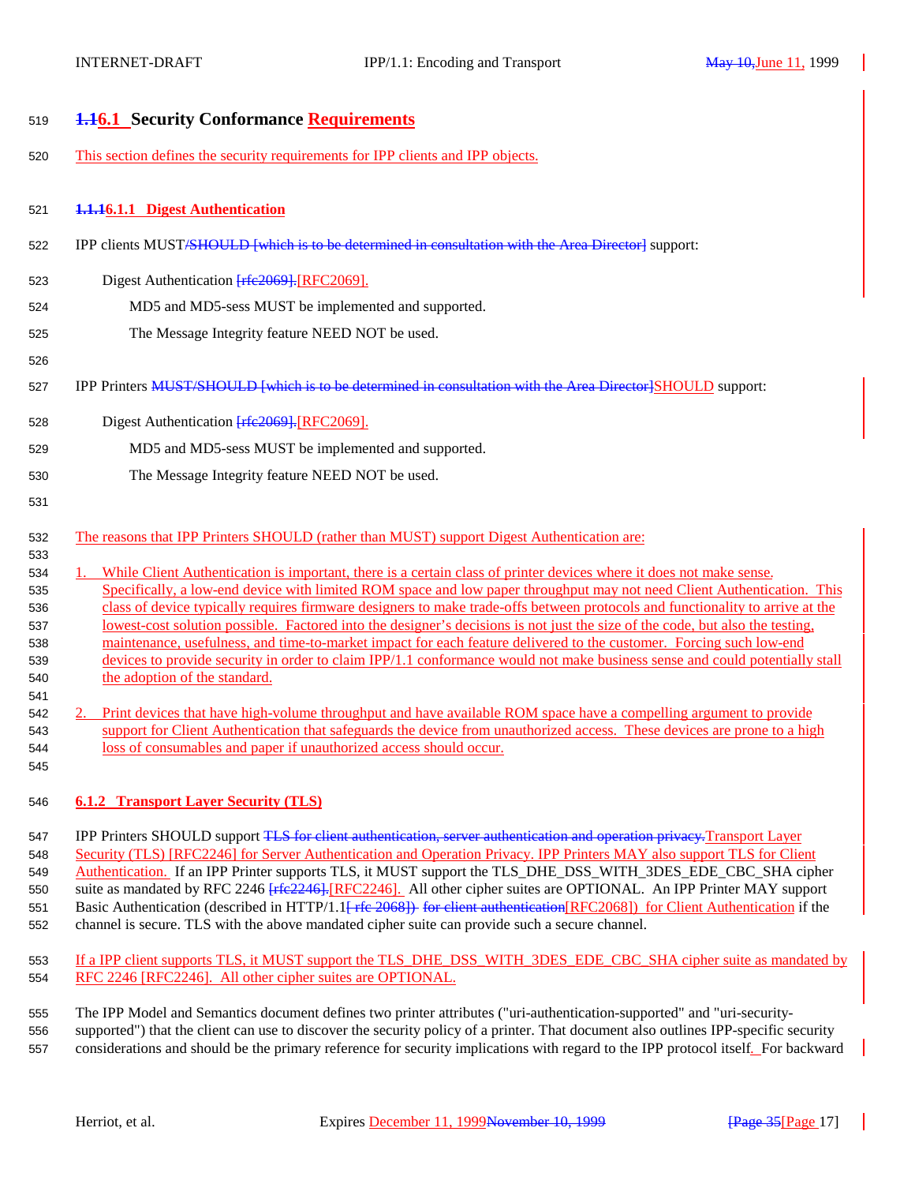## 1.16.1 Security Conformance Requirements

This section defines the security requirements for IPP clients and IPP objects.

### 1.1.16.1.1 Digest Authentication

IPP clients MUST/SHOULD [which is to be determined in consultation with the Area Director] support:

Digest Authentication [rfc2069].[RFC2069].

MD5 and MD5-sess MUST be implemented and supported.

The Message Integrity feature NEED NOT be used.

IPP Printers MUST/SHOULD [which is to be determined in consultation with the Area Director]SHOULD support:

Digest Authentication [rfc2069].[RFC2069].

MD5 and MD5-sess MUST be implemented and supported.

The Message Integrity feature NEED NOT be used.

The reasons that IPP Printers SHOULD (rather than MUST) support Digest Authentication are:

1. While Client Authentication is important, there is a certain class of printer devices where it does not make sense. Specifically, a low-end device with limited ROM space and low paper throughput may not need Client Authentication. This class of device typically requires firmware designers to make trade-offs between protocols and functionality to arrive at the lowest-cost solution possible. Factored into the designer's decisions is not just the size of the code, but also the testing, maintenance, usefulness, and time-to-market impact for each feature delivered to the customer. Forcing such low-end devices to provide security in order to claim IPP/1.1 conformance would not make business sense and could potentially stall the adoption of the standard.

2. Print devices that have high-volume throughput and have available ROM space have a compelling argument to provide support for Client Authentication that safeguards the device from unauthorized access. These devices are prone to a high loss of consumables and paper if unauthorized access should occur.

### 6.1.2 Transport Layer Security (TLS)

IPP Printers SHOULD support TLS for client authentication, server authentication and operation privacy.Transport Layer Security (TLS) [RFC2246] for Server Authentication and Operation Privacy. IPP Printers MAY also support TLS for Client Authentication. If an IPP Printer supports TLS, it MUST support the TLS_DHE_DSS_WITH_3DES_EDE_CBC_SHA cipher suite as mandated by RFC 2246 [rfc2246].[RFC2246]. All other cipher suites are OPTIONAL. An IPP Printer MAY support Basic Authentication (described in HTTP/1.1[ rfc 2068]) for client authentication[RFC2068]) for Client Authentication if the channel is secure. TLS with the above mandated cipher suite can provide such a secure channel.

If a IPP client supports TLS, it MUST support the TLS_DHE_DSS_WITH_3DES_EDE_CBC_SHA cipher suite as mandated by RFC 2246 [RFC2246]. All other cipher suites are OPTIONAL.

The IPP Model and Semantics document defines two printer attributes ("uri-authentication-supported" and "uri-security-supported") that the client can use to discover the security policy of a printer. That document also outlines IPP-specific security considerations and should be the primary reference for security implications with regard to the IPP protocol itself. For backward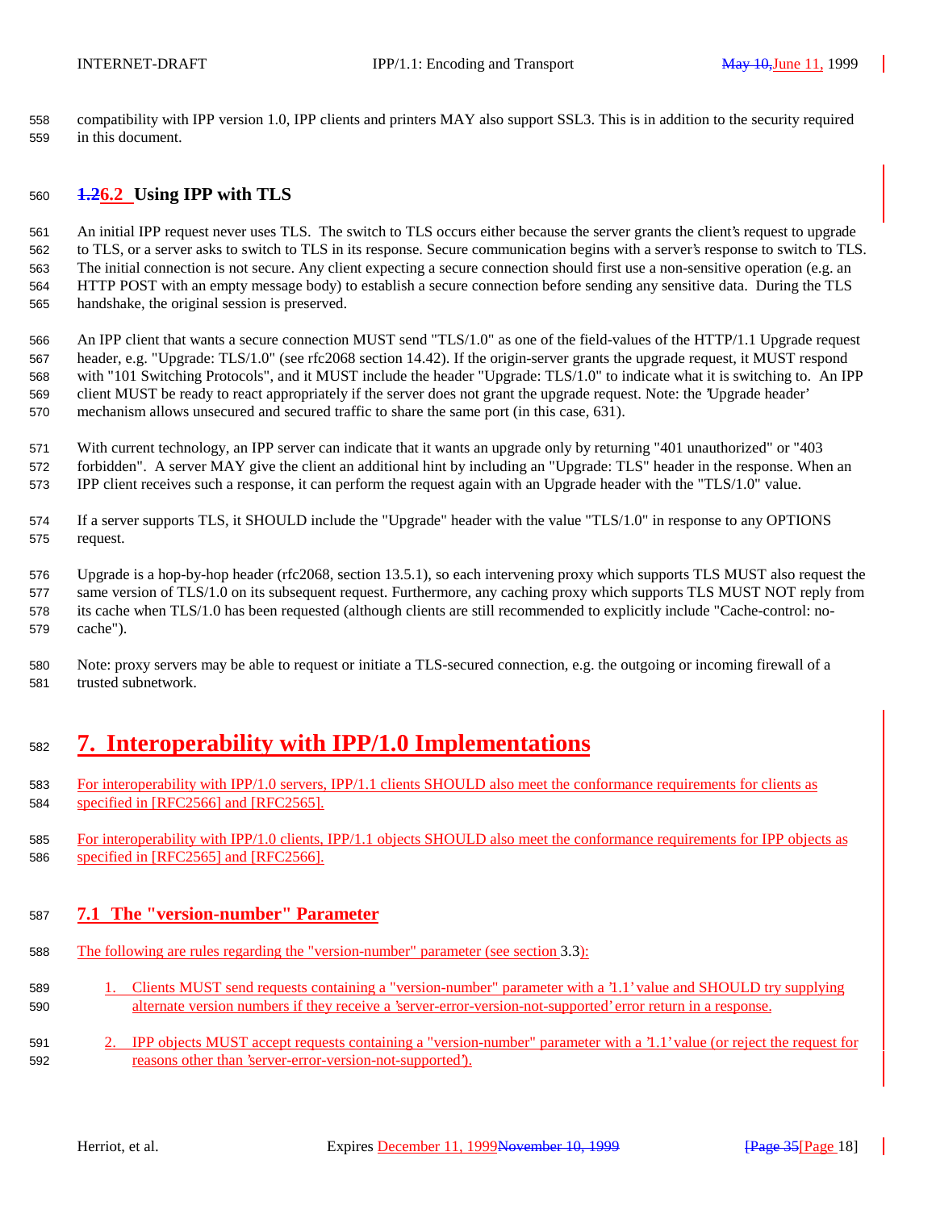compatibility with IPP version 1.0, IPP clients and printers MAY also support SSL3. This is in addition to the security required in this document.

### ~~1.2~~6.2 Using IPP with TLS

An initial IPP request never uses TLS. The switch to TLS occurs either because the server grants the client's request to upgrade to TLS, or a server asks to switch to TLS in its response. Secure communication begins with a server's response to switch to TLS. The initial connection is not secure. Any client expecting a secure connection should first use a non-sensitive operation (e.g. an HTTP POST with an empty message body) to establish a secure connection before sending any sensitive data. During the TLS handshake, the original session is preserved.

An IPP client that wants a secure connection MUST send "TLS/1.0" as one of the field-values of the HTTP/1.1 Upgrade request header, e.g. "Upgrade: TLS/1.0" (see rfc2068 section 14.42). If the origin-server grants the upgrade request, it MUST respond with "101 Switching Protocols", and it MUST include the header "Upgrade: TLS/1.0" to indicate what it is switching to. An IPP client MUST be ready to react appropriately if the server does not grant the upgrade request. Note: the 'Upgrade header' mechanism allows unsecured and secured traffic to share the same port (in this case, 631).

With current technology, an IPP server can indicate that it wants an upgrade only by returning "401 unauthorized" or "403 forbidden". A server MAY give the client an additional hint by including an "Upgrade: TLS" header in the response. When an IPP client receives such a response, it can perform the request again with an Upgrade header with the "TLS/1.0" value.

If a server supports TLS, it SHOULD include the "Upgrade" header with the value "TLS/1.0" in response to any OPTIONS request.

Upgrade is a hop-by-hop header (rfc2068, section 13.5.1), so each intervening proxy which supports TLS MUST also request the same version of TLS/1.0 on its subsequent request. Furthermore, any caching proxy which supports TLS MUST NOT reply from its cache when TLS/1.0 has been requested (although clients are still recommended to explicitly include "Cache-control: no-cache").

Note: proxy servers may be able to request or initiate a TLS-secured connection, e.g. the outgoing or incoming firewall of a trusted subnetwork.

# 7. Interoperability with IPP/1.0 Implementations

For interoperability with IPP/1.0 servers, IPP/1.1 clients SHOULD also meet the conformance requirements for clients as specified in [RFC2566] and [RFC2565].

For interoperability with IPP/1.0 clients, IPP/1.1 objects SHOULD also meet the conformance requirements for IPP objects as specified in [RFC2565] and [RFC2566].

## 7.1 The "version-number" Parameter

The following are rules regarding the "version-number" parameter (see section 3.3):

1. Clients MUST send requests containing a "version-number" parameter with a '1.1' value and SHOULD try supplying alternate version numbers if they receive a 'server-error-version-not-supported' error return in a response.

2. IPP objects MUST accept requests containing a "version-number" parameter with a '1.1' value (or reject the request for reasons other than 'server-error-version-not-supported').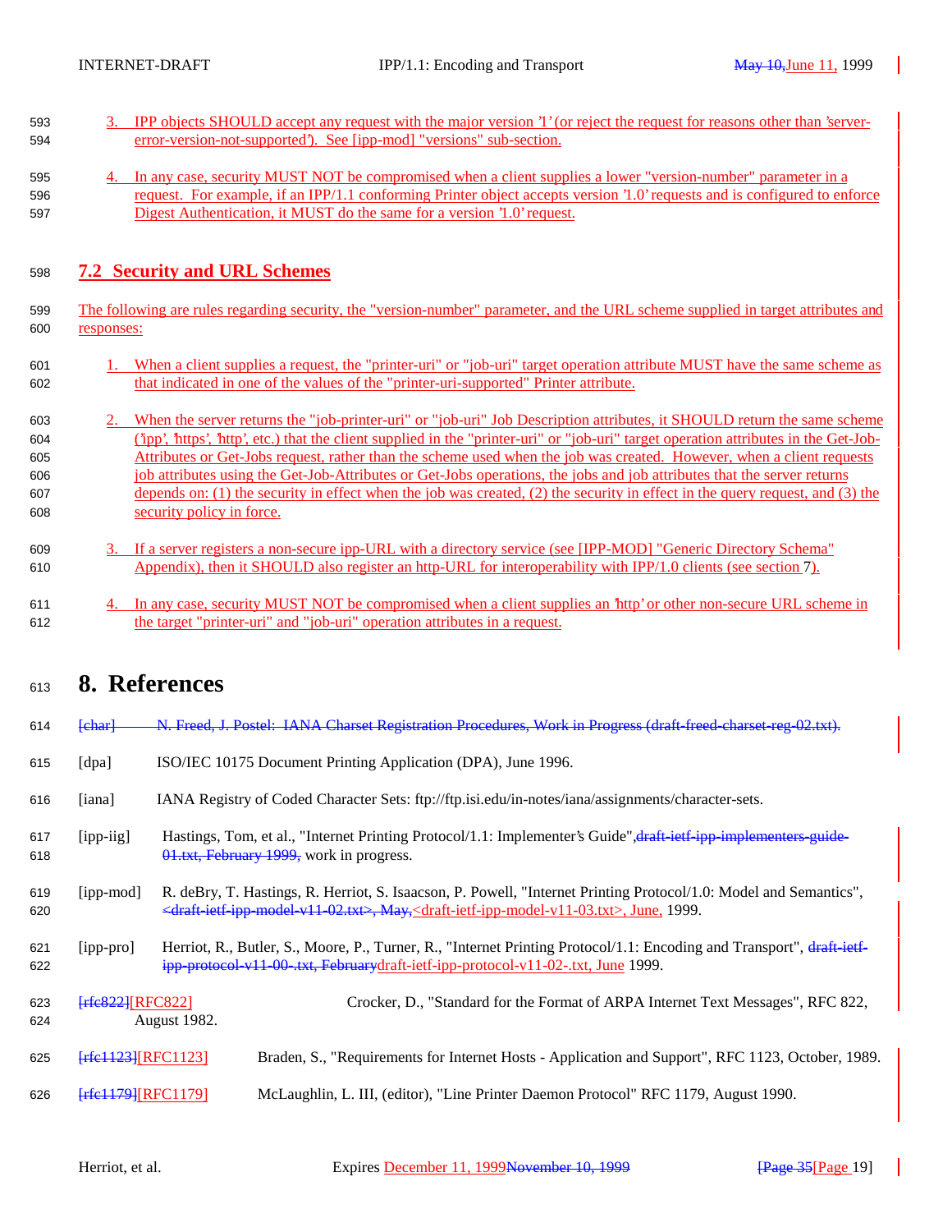3. IPP objects SHOULD accept any request with the major version '1' (or reject the request for reasons other than 'server-error-version-not-supported'). See [ipp-mod] "versions" sub-section.

4. In any case, security MUST NOT be compromised when a client supplies a lower "version-number" parameter in a request. For example, if an IPP/1.1 conforming Printer object accepts version '1.0' requests and is configured to enforce Digest Authentication, it MUST do the same for a version '1.0' request.

## 7.2 Security and URL Schemes

The following are rules regarding security, the "version-number" parameter, and the URL scheme supplied in target attributes and responses:

1. When a client supplies a request, the "printer-uri" or "job-uri" target operation attribute MUST have the same scheme as that indicated in one of the values of the "printer-uri-supported" Printer attribute.

2. When the server returns the "job-printer-uri" or "job-uri" Job Description attributes, it SHOULD return the same scheme ('ipp', 'https', 'http', etc.) that the client supplied in the "printer-uri" or "job-uri" target operation attributes in the Get-Job-Attributes or Get-Jobs request, rather than the scheme used when the job was created. However, when a client requests job attributes using the Get-Job-Attributes or Get-Jobs operations, the jobs and job attributes that the server returns depends on: (1) the security in effect when the job was created, (2) the security in effect in the query request, and (3) the security policy in force.

3. If a server registers a non-secure ipp-URL with a directory service (see [IPP-MOD] "Generic Directory Schema" Appendix), then it SHOULD also register an http-URL for interoperability with IPP/1.0 clients (see section 7).

4. In any case, security MUST NOT be compromised when a client supplies an 'http' or other non-secure URL scheme in the target "printer-uri" and "job-uri" operation attributes in a request.

# 8. References

~~[char] N. Freed, J. Postel: IANA Charset Registration Procedures, Work in Progress (draft-freed-charset-reg-02.txt).~~

[dpa] ISO/IEC 10175 Document Printing Application (DPA), June 1996.

[iana] IANA Registry of Coded Character Sets: ftp://ftp.isi.edu/in-notes/iana/assignments/character-sets.

[ipp-iig] Hastings, Tom, et al., "Internet Printing Protocol/1.1: Implementer's Guide",~~draft-ietf-ipp-implementers-guide-01.txt, February 1999,~~ work in progress.

[ipp-mod] R. deBry, T. Hastings, R. Herriot, S. Isaacson, P. Powell, "Internet Printing Protocol/1.0: Model and Semantics", ~~<draft-ietf-ipp-model-v11-02.txt>, May,~~<draft-ietf-ipp-model-v11-03.txt>, June, 1999.

[ipp-pro] Herriot, R., Butler, S., Moore, P., Turner, R., "Internet Printing Protocol/1.1: Encoding and Transport", ~~draft-ietf-ipp-protocol-v11-00-.txt, February~~draft-ietf-ipp-protocol-v11-02-.txt, June 1999.

~~[rfc822]~~[RFC822] Crocker, D., "Standard for the Format of ARPA Internet Text Messages", RFC 822, August 1982.

~~[rfc1123]~~[RFC1123] Braden, S., "Requirements for Internet Hosts - Application and Support", RFC 1123, October, 1989.

~~[rfc1179]~~[RFC1179] McLaughlin, L. III, (editor), "Line Printer Daemon Protocol" RFC 1179, August 1990.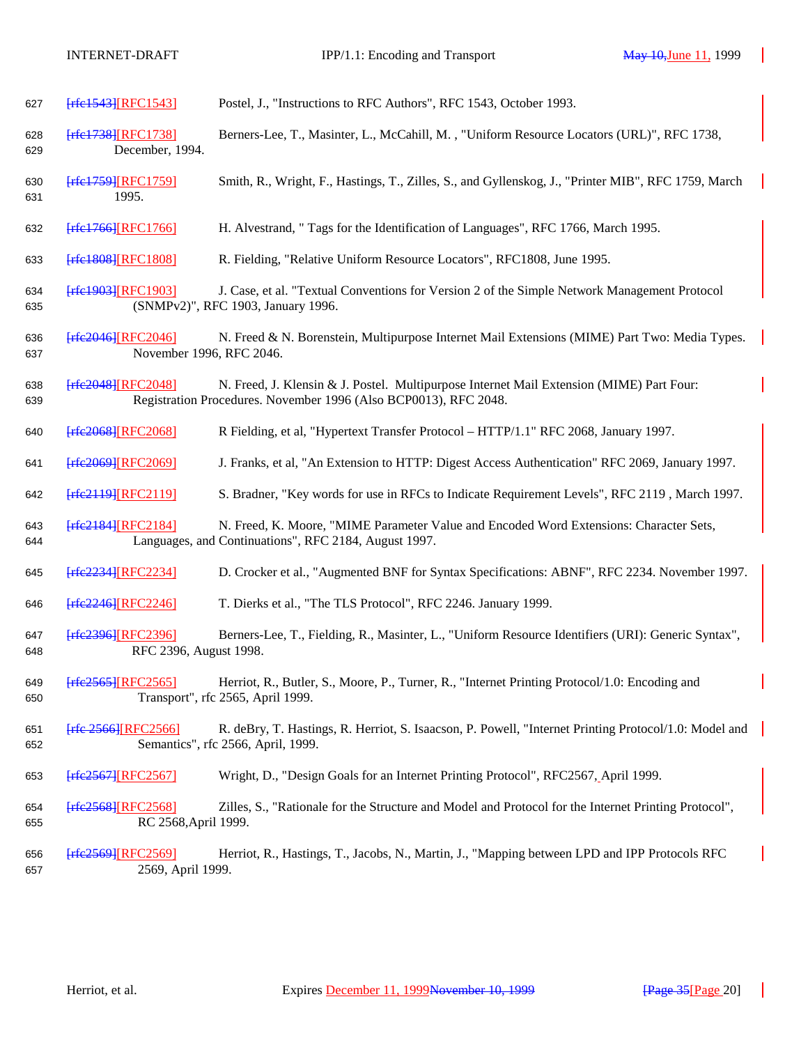[rfc1543][RFC1543] Postel, J., "Instructions to RFC Authors", RFC 1543, October 1993.

[rfc1738][RFC1738] Berners-Lee, T., Masinter, L., McCahill, M. , "Uniform Resource Locators (URL)", RFC 1738, December, 1994.

[rfc1759][RFC1759] Smith, R., Wright, F., Hastings, T., Zilles, S., and Gyllenskog, J., "Printer MIB", RFC 1759, March 1995.

[rfc1766][RFC1766] H. Alvestrand, " Tags for the Identification of Languages", RFC 1766, March 1995.

[rfc1808][RFC1808] R. Fielding, "Relative Uniform Resource Locators", RFC1808, June 1995.

[rfc1903][RFC1903] J. Case, et al. "Textual Conventions for Version 2 of the Simple Network Management Protocol (SNMPv2)", RFC 1903, January 1996.

[rfc2046][RFC2046] N. Freed & N. Borenstein, Multipurpose Internet Mail Extensions (MIME) Part Two: Media Types. November 1996, RFC 2046.

[rfc2048][RFC2048] N. Freed, J. Klensin & J. Postel. Multipurpose Internet Mail Extension (MIME) Part Four: Registration Procedures. November 1996 (Also BCP0013), RFC 2048.

[rfc2068][RFC2068] R Fielding, et al, "Hypertext Transfer Protocol – HTTP/1.1" RFC 2068, January 1997.

[rfc2069][RFC2069] J. Franks, et al, "An Extension to HTTP: Digest Access Authentication" RFC 2069, January 1997.

[rfc2119][RFC2119] S. Bradner, "Key words for use in RFCs to Indicate Requirement Levels", RFC 2119 , March 1997.

[rfc2184][RFC2184] N. Freed, K. Moore, "MIME Parameter Value and Encoded Word Extensions: Character Sets, Languages, and Continuations", RFC 2184, August 1997.

[rfc2234][RFC2234] D. Crocker et al., "Augmented BNF for Syntax Specifications: ABNF", RFC 2234. November 1997.

[rfc2246][RFC2246] T. Dierks et al., "The TLS Protocol", RFC 2246. January 1999.

[rfc2396][RFC2396] Berners-Lee, T., Fielding, R., Masinter, L., "Uniform Resource Identifiers (URI): Generic Syntax", RFC 2396, August 1998.

[rfc2565][RFC2565] Herriot, R., Butler, S., Moore, P., Turner, R., "Internet Printing Protocol/1.0: Encoding and Transport", rfc 2565, April 1999.

[rfc 2566][RFC2566] R. deBry, T. Hastings, R. Herriot, S. Isaacson, P. Powell, "Internet Printing Protocol/1.0: Model and Semantics", rfc 2566, April, 1999.

[rfc2567][RFC2567] Wright, D., "Design Goals for an Internet Printing Protocol", RFC2567, April 1999.

[rfc2568][RFC2568] Zilles, S., "Rationale for the Structure and Model and Protocol for the Internet Printing Protocol", RC 2568,April 1999.

[rfc2569][RFC2569] Herriot, R., Hastings, T., Jacobs, N., Martin, J., "Mapping between LPD and IPP Protocols RFC 2569, April 1999.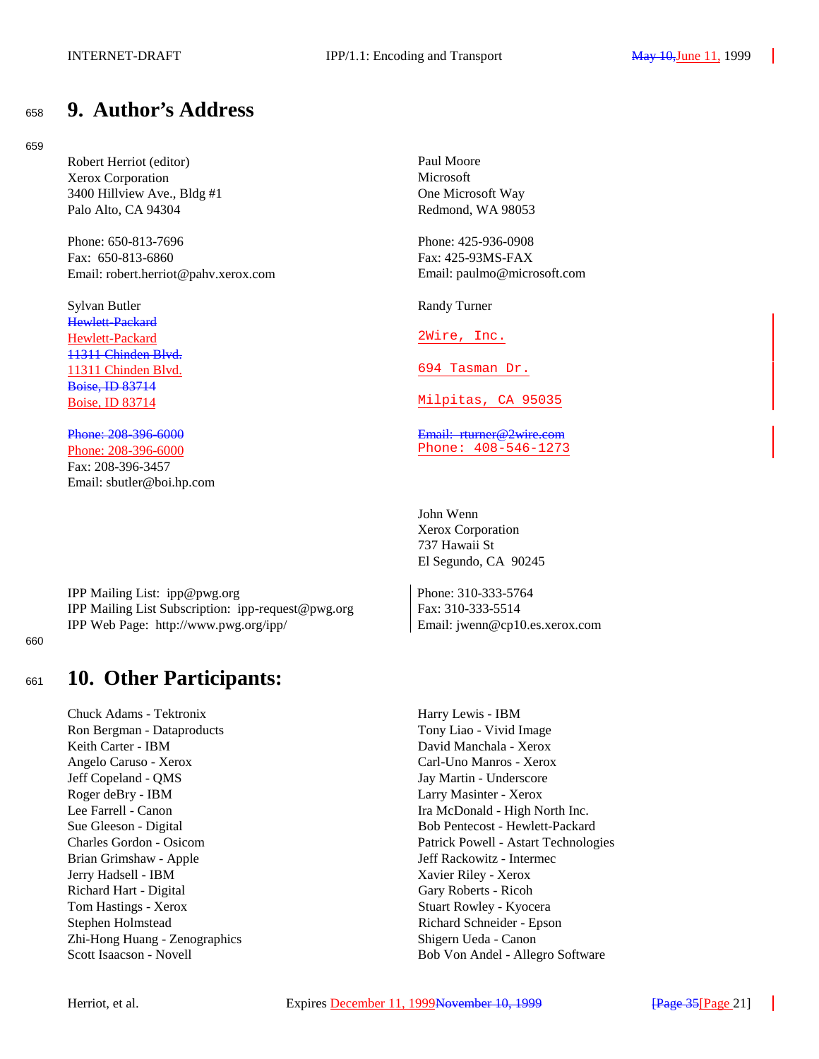# 9. Author's Address

Robert Herriot (editor)
Xerox Corporation
3400 Hillview Ave., Bldg #1
Palo Alto, CA 94304

Phone: 650-813-7696
Fax: 650-813-6860
Email: robert.herriot@pahv.xerox.com

Paul Moore
Microsoft
One Microsoft Way
Redmond, WA 98053

Phone: 425-936-0908
Fax: 425-93MS-FAX
Email: paulmo@microsoft.com

Sylvan Butler
~~Hewlett-Packard~~
Hewlett-Packard
~~11311 Chinden Blvd.~~
11311 Chinden Blvd.
~~Boise, ID 83714~~
Boise, ID 83714

~~Phone: 208-396-6000~~
Phone: 208-396-6000
Fax: 208-396-3457
Email: sbutler@boi.hp.com

Randy Turner
2Wire, Inc.
694 Tasman Dr.
Milpitas, CA 95035

~~Email: rturner@2wire.com~~
Phone: 408-546-1273

John Wenn
Xerox Corporation
737 Hawaii St
El Segundo, CA 90245

Phone: 310-333-5764
Fax: 310-333-5514
Email: jwenn@cp10.es.xerox.com

IPP Mailing List: ipp@pwg.org
IPP Mailing List Subscription: ipp-request@pwg.org
IPP Web Page: http://www.pwg.org/ipp/

# 10. Other Participants:

Chuck Adams - Tektronix
Ron Bergman - Dataproducts
Keith Carter - IBM
Angelo Caruso - Xerox
Jeff Copeland - QMS
Roger deBry - IBM
Lee Farrell - Canon
Sue Gleeson - Digital
Charles Gordon - Osicom
Brian Grimshaw - Apple
Jerry Hadsell - IBM
Richard Hart - Digital
Tom Hastings - Xerox
Stephen Holmstead
Zhi-Hong Huang - Zenographics
Scott Isaacson - Novell
Harry Lewis - IBM
Tony Liao - Vivid Image
David Manchala - Xerox
Carl-Uno Manros - Xerox
Jay Martin - Underscore
Larry Masinter - Xerox
Ira McDonald - High North Inc.
Bob Pentecost - Hewlett-Packard
Patrick Powell - Astart Technologies
Jeff Rackowitz - Intermec
Xavier Riley - Xerox
Gary Roberts - Ricoh
Stuart Rowley - Kyocera
Richard Schneider - Epson
Shigern Ueda - Canon
Bob Von Andel - Allegro Software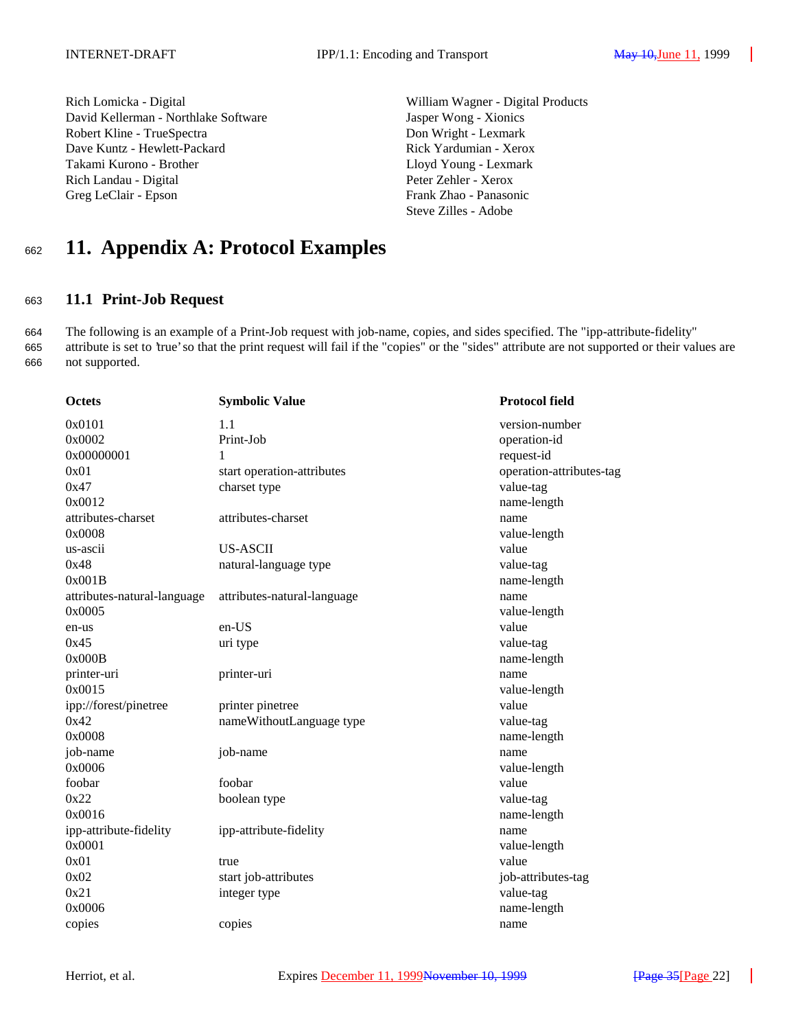| | |
|---|---|
| Rich Lomicka - Digital | William Wagner - Digital Products |
| David Kellerman - Northlake Software | Jasper Wong - Xionics |
| Robert Kline - TrueSpectra | Don Wright - Lexmark |
| Dave Kuntz - Hewlett-Packard | Rick Yardumian - Xerox |
| Takami Kurono - Brother | Lloyd Young - Lexmark |
| Rich Landau - Digital | Peter Zehler - Xerox |
| Greg LeClair - Epson | Frank Zhao - Panasonic |
| | Steve Zilles - Adobe |

# 11. Appendix A: Protocol Examples

## 11.1 Print-Job Request

The following is an example of a Print-Job request with job-name, copies, and sides specified. The "ipp-attribute-fidelity" attribute is set to 'true' so that the print request will fail if the "copies" or the "sides" attribute are not supported or their values are not supported.

| Octets | Symbolic Value | Protocol field |
|---|---|---|
| 0x0101 | 1.1 | version-number |
| 0x0002 | Print-Job | operation-id |
| 0x00000001 | 1 | request-id |
| 0x01 | start operation-attributes | operation-attributes-tag |
| 0x47 | charset type | value-tag |
| 0x0012 | | name-length |
| attributes-charset | attributes-charset | name |
| 0x0008 | | value-length |
| us-ascii | US-ASCII | value |
| 0x48 | natural-language type | value-tag |
| 0x001B | | name-length |
| attributes-natural-language | attributes-natural-language | name |
| 0x0005 | | value-length |
| en-us | en-US | value |
| 0x45 | uri type | value-tag |
| 0x000B | | name-length |
| printer-uri | printer-uri | name |
| 0x0015 | | value-length |
| ipp://forest/pinetree | printer pinetree | value |
| 0x42 | nameWithoutLanguage type | value-tag |
| 0x0008 | | name-length |
| job-name | job-name | name |
| 0x0006 | | value-length |
| foobar | foobar | value |
| 0x22 | boolean type | value-tag |
| 0x0016 | | name-length |
| ipp-attribute-fidelity | ipp-attribute-fidelity | name |
| 0x0001 | | value-length |
| 0x01 | true | value |
| 0x02 | start job-attributes | job-attributes-tag |
| 0x21 | integer type | value-tag |
| 0x0006 | | name-length |
| copies | copies | name |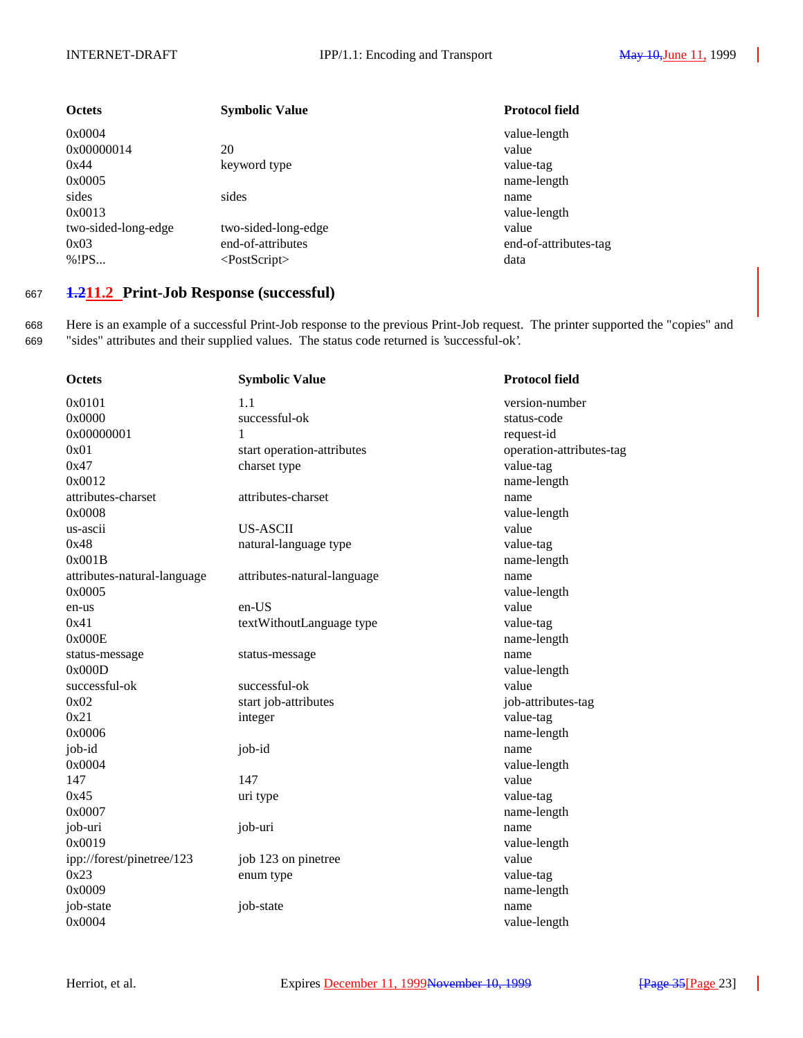| Octets | Symbolic Value | Protocol field |
|---|---|---|
| 0x0004 | | value-length |
| 0x00000014 | 20 | value |
| 0x44 | keyword type | value-tag |
| 0x0005 | | name-length |
| sides | sides | name |
| 0x0013 | | value-length |
| two-sided-long-edge | two-sided-long-edge | value |
| 0x03 | end-of-attributes | end-of-attributes-tag |
| %!PS... | <PostScript> | data |

## 1.211.2 Print-Job Response (successful)

Here is an example of a successful Print-Job response to the previous Print-Job request. The printer supported the "copies" and "sides" attributes and their supplied values. The status code returned is 'successful-ok'.

| Octets | Symbolic Value | Protocol field |
|---|---|---|
| 0x0101 | 1.1 | version-number |
| 0x0000 | successful-ok | status-code |
| 0x00000001 | 1 | request-id |
| 0x01 | start operation-attributes | operation-attributes-tag |
| 0x47 | charset type | value-tag |
| 0x0012 | | name-length |
| attributes-charset | attributes-charset | name |
| 0x0008 | | value-length |
| us-ascii | US-ASCII | value |
| 0x48 | natural-language type | value-tag |
| 0x001B | | name-length |
| attributes-natural-language | attributes-natural-language | name |
| 0x0005 | | value-length |
| en-us | en-US | value |
| 0x41 | textWithoutLanguage type | value-tag |
| 0x000E | | name-length |
| status-message | status-message | name |
| 0x000D | | value-length |
| successful-ok | successful-ok | value |
| 0x02 | start job-attributes | job-attributes-tag |
| 0x21 | integer | value-tag |
| 0x0006 | | name-length |
| job-id | job-id | name |
| 0x0004 | | value-length |
| 147 | 147 | value |
| 0x45 | uri type | value-tag |
| 0x0007 | | name-length |
| job-uri | job-uri | name |
| 0x0019 | | value-length |
| ipp://forest/pinetree/123 | job 123 on pinetree | value |
| 0x23 | enum type | value-tag |
| 0x0009 | | name-length |
| job-state | job-state | name |
| 0x0004 | | value-length |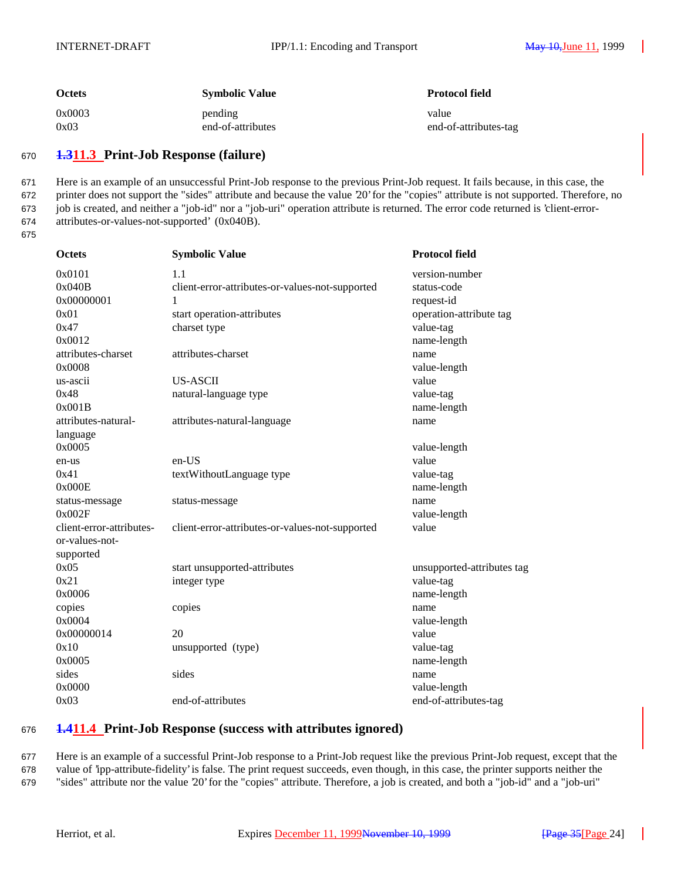| Octets | Symbolic Value | Protocol field |
|---|---|---|
| 0x0003 | pending | value |
| 0x03 | end-of-attributes | end-of-attributes-tag |

## 1.311.3 Print-Job Response (failure)

Here is an example of an unsuccessful Print-Job response to the previous Print-Job request. It fails because, in this case, the printer does not support the "sides" attribute and because the value '20' for the "copies" attribute is not supported. Therefore, no job is created, and neither a "job-id" nor a "job-uri" operation attribute is returned. The error code returned is 'client-error-attributes-or-values-not-supported' (0x040B).

| Octets | Symbolic Value | Protocol field |
|---|---|---|
| 0x0101 | 1.1 | version-number |
| 0x040B | client-error-attributes-or-values-not-supported | status-code |
| 0x00000001 | 1 | request-id |
| 0x01 | start operation-attributes | operation-attribute tag |
| 0x47 | charset type | value-tag |
| 0x0012 | | name-length |
| attributes-charset | attributes-charset | name |
| 0x0008 | | value-length |
| us-ascii | US-ASCII | value |
| 0x48 | natural-language type | value-tag |
| 0x001B | | name-length |
| attributes-natural-language | attributes-natural-language | name |
| 0x0005 | | value-length |
| en-us | en-US | value |
| 0x41 | textWithoutLanguage type | value-tag |
| 0x000E | | name-length |
| status-message | status-message | name |
| 0x002F | | value-length |
| client-error-attributes-or-values-not-supported | client-error-attributes-or-values-not-supported | value |
| 0x05 | start unsupported-attributes | unsupported-attributes tag |
| 0x21 | integer type | value-tag |
| 0x0006 | | name-length |
| copies | copies | name |
| 0x0004 | | value-length |
| 0x00000014 | 20 | value |
| 0x10 | unsupported (type) | value-tag |
| 0x0005 | | name-length |
| sides | sides | name |
| 0x0000 | | value-length |
| 0x03 | end-of-attributes | end-of-attributes-tag |

## 1.411.4 Print-Job Response (success with attributes ignored)

Here is an example of a successful Print-Job response to a Print-Job request like the previous Print-Job request, except that the value of 'ipp-attribute-fidelity' is false. The print request succeeds, even though, in this case, the printer supports neither the "sides" attribute nor the value '20' for the "copies" attribute. Therefore, a job is created, and both a "job-id" and a "job-uri"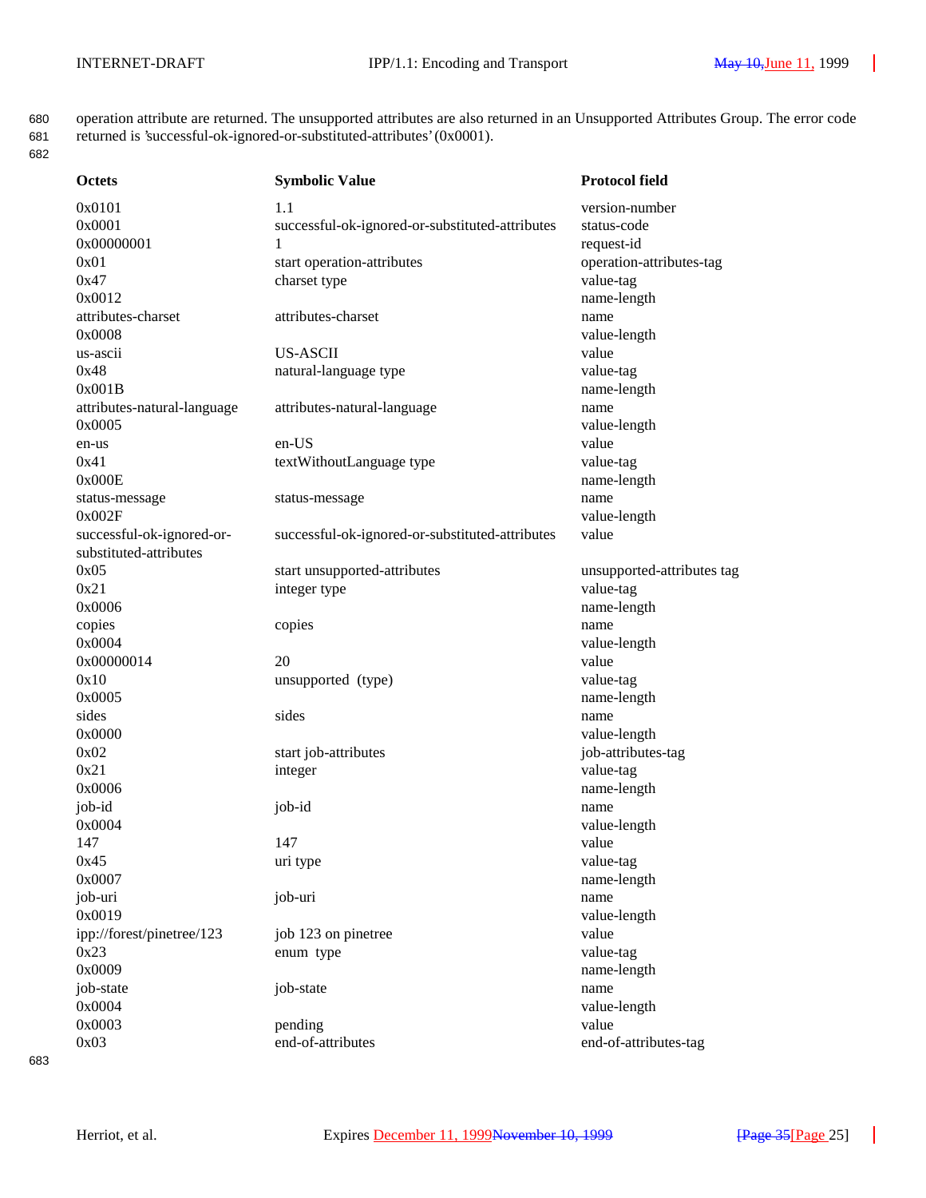operation attribute are returned. The unsupported attributes are also returned in an Unsupported Attributes Group. The error code returned is 'successful-ok-ignored-or-substituted-attributes' (0x0001).

| Octets | Symbolic Value | Protocol field |
|---|---|---|
| 0x0101 | 1.1 | version-number |
| 0x0001 | successful-ok-ignored-or-substituted-attributes | status-code |
| 0x00000001 | 1 | request-id |
| 0x01 | start operation-attributes | operation-attributes-tag |
| 0x47 | charset type | value-tag |
| 0x0012 | | name-length |
| attributes-charset | attributes-charset | name |
| 0x0008 | | value-length |
| us-ascii | US-ASCII | value |
| 0x48 | natural-language type | value-tag |
| 0x001B | | name-length |
| attributes-natural-language | attributes-natural-language | name |
| 0x0005 | | value-length |
| en-us | en-US | value |
| 0x41 | textWithoutLanguage type | value-tag |
| 0x000E | | name-length |
| status-message | status-message | name |
| 0x002F | | value-length |
| successful-ok-ignored-or-substituted-attributes | successful-ok-ignored-or-substituted-attributes | value |
| 0x05 | start unsupported-attributes | unsupported-attributes tag |
| 0x21 | integer type | value-tag |
| 0x0006 | | name-length |
| copies | copies | name |
| 0x0004 | | value-length |
| 0x00000014 | 20 | value |
| 0x10 | unsupported (type) | value-tag |
| 0x0005 | | name-length |
| sides | sides | name |
| 0x0000 | | value-length |
| 0x02 | start job-attributes | job-attributes-tag |
| 0x21 | integer | value-tag |
| 0x0006 | | name-length |
| job-id | job-id | name |
| 0x0004 | | value-length |
| 147 | 147 | value |
| 0x45 | uri type | value-tag |
| 0x0007 | | name-length |
| job-uri | job-uri | name |
| 0x0019 | | value-length |
| ipp://forest/pinetree/123 | job 123 on pinetree | value |
| 0x23 | enum type | value-tag |
| 0x0009 | | name-length |
| job-state | job-state | name |
| 0x0004 | | value-length |
| 0x0003 | pending | value |
| 0x03 | end-of-attributes | end-of-attributes-tag |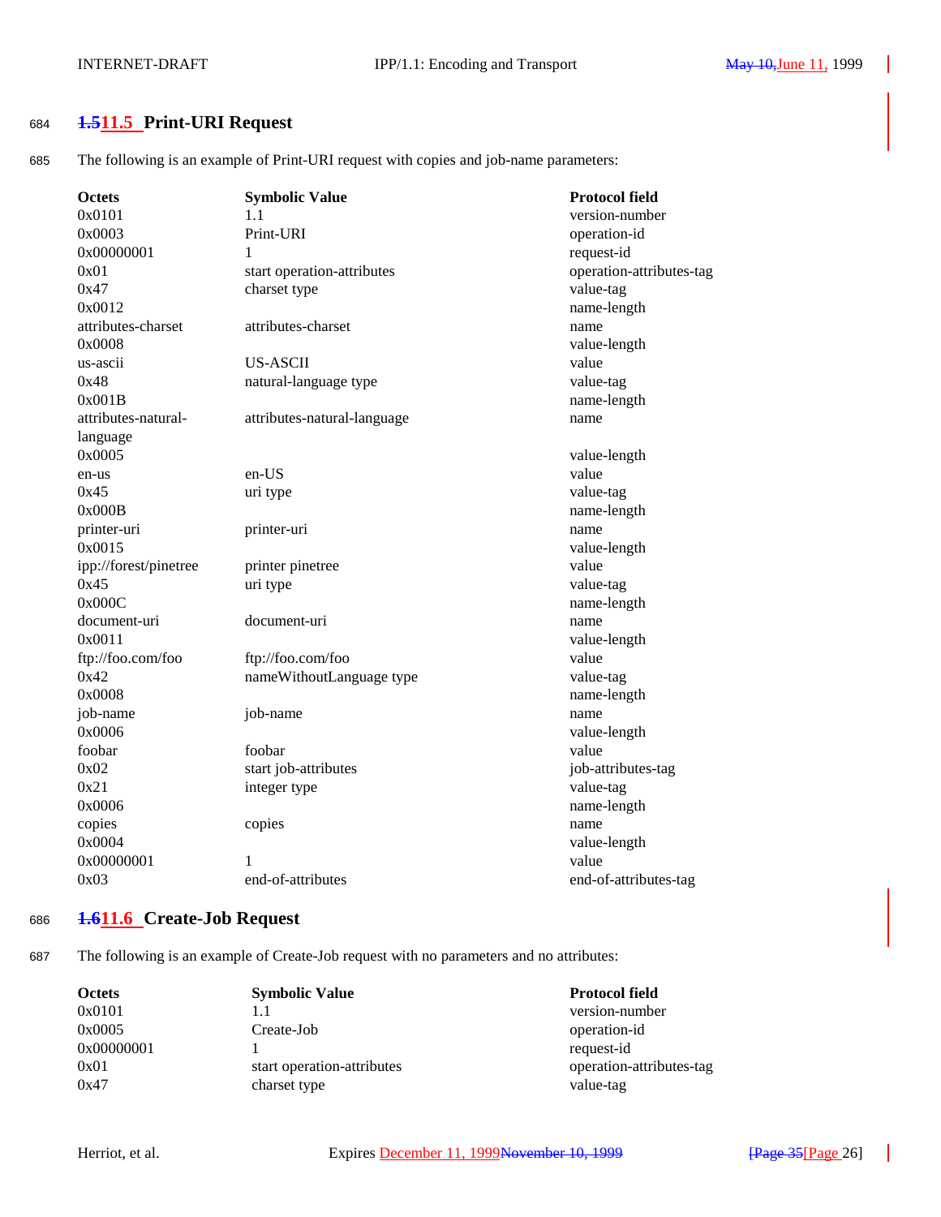## 1.511.5 Print-URI Request

The following is an example of Print-URI request with copies and job-name parameters:

| Octets | Symbolic Value | Protocol field |
|---|---|---|
| 0x0101 | 1.1 | version-number |
| 0x0003 | Print-URI | operation-id |
| 0x00000001 | 1 | request-id |
| 0x01 | start operation-attributes | operation-attributes-tag |
| 0x47 | charset type | value-tag |
| 0x0012 | | name-length |
| attributes-charset | attributes-charset | name |
| 0x0008 | | value-length |
| us-ascii | US-ASCII | value |
| 0x48 | natural-language type | value-tag |
| 0x001B | | name-length |
| attributes-natural-language | attributes-natural-language | name |
| 0x0005 | | value-length |
| en-us | en-US | value |
| 0x45 | uri type | value-tag |
| 0x000B | | name-length |
| printer-uri | printer-uri | name |
| 0x0015 | | value-length |
| ipp://forest/pinetree | printer pinetree | value |
| 0x45 | uri type | value-tag |
| 0x000C | | name-length |
| document-uri | document-uri | name |
| 0x0011 | | value-length |
| ftp://foo.com/foo | ftp://foo.com/foo | value |
| 0x42 | nameWithoutLanguage type | value-tag |
| 0x0008 | | name-length |
| job-name | job-name | name |
| 0x0006 | | value-length |
| foobar | foobar | value |
| 0x02 | start job-attributes | job-attributes-tag |
| 0x21 | integer type | value-tag |
| 0x0006 | | name-length |
| copies | copies | name |
| 0x0004 | | value-length |
| 0x00000001 | 1 | value |
| 0x03 | end-of-attributes | end-of-attributes-tag |

## 1.611.6 Create-Job Request

The following is an example of Create-Job request with no parameters and no attributes:

| Octets | Symbolic Value | Protocol field |
|---|---|---|
| 0x0101 | 1.1 | version-number |
| 0x0005 | Create-Job | operation-id |
| 0x00000001 | 1 | request-id |
| 0x01 | start operation-attributes | operation-attributes-tag |
| 0x47 | charset type | value-tag |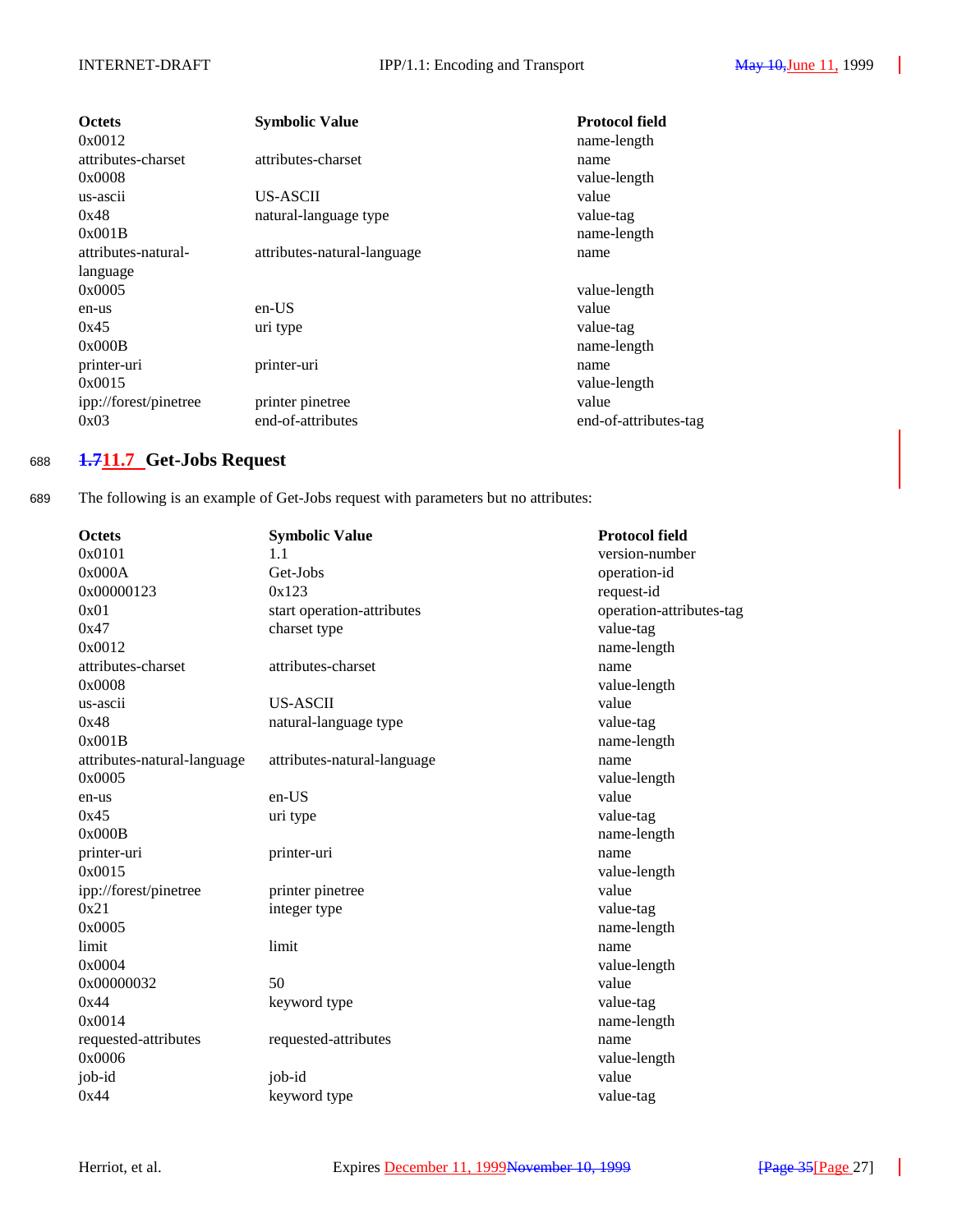| Octets | Symbolic Value | Protocol field |
|---|---|---|
| 0x0012 | | name-length |
| attributes-charset | attributes-charset | name |
| 0x0008 | | value-length |
| us-ascii | US-ASCII | value |
| 0x48 | natural-language type | value-tag |
| 0x001B | | name-length |
| attributes-natural-language | attributes-natural-language | name |
| 0x0005 | | value-length |
| en-us | en-US | value |
| 0x45 | uri type | value-tag |
| 0x000B | | name-length |
| printer-uri | printer-uri | name |
| 0x0015 | | value-length |
| ipp://forest/pinetree | printer pinetree | value |
| 0x03 | end-of-attributes | end-of-attributes-tag |

## 1.711.7 Get-Jobs Request

The following is an example of Get-Jobs request with parameters but no attributes:

| Octets | Symbolic Value | Protocol field |
|---|---|---|
| 0x0101 | 1.1 | version-number |
| 0x000A | Get-Jobs | operation-id |
| 0x00000123 | 0x123 | request-id |
| 0x01 | start operation-attributes | operation-attributes-tag |
| 0x47 | charset type | value-tag |
| 0x0012 | | name-length |
| attributes-charset | attributes-charset | name |
| 0x0008 | | value-length |
| us-ascii | US-ASCII | value |
| 0x48 | natural-language type | value-tag |
| 0x001B | | name-length |
| attributes-natural-language | attributes-natural-language | name |
| 0x0005 | | value-length |
| en-us | en-US | value |
| 0x45 | uri type | value-tag |
| 0x000B | | name-length |
| printer-uri | printer-uri | name |
| 0x0015 | | value-length |
| ipp://forest/pinetree | printer pinetree | value |
| 0x21 | integer type | value-tag |
| 0x0005 | | name-length |
| limit | limit | name |
| 0x0004 | | value-length |
| 0x00000032 | 50 | value |
| 0x44 | keyword type | value-tag |
| 0x0014 | | name-length |
| requested-attributes | requested-attributes | name |
| 0x0006 | | value-length |
| job-id | job-id | value |
| 0x44 | keyword type | value-tag |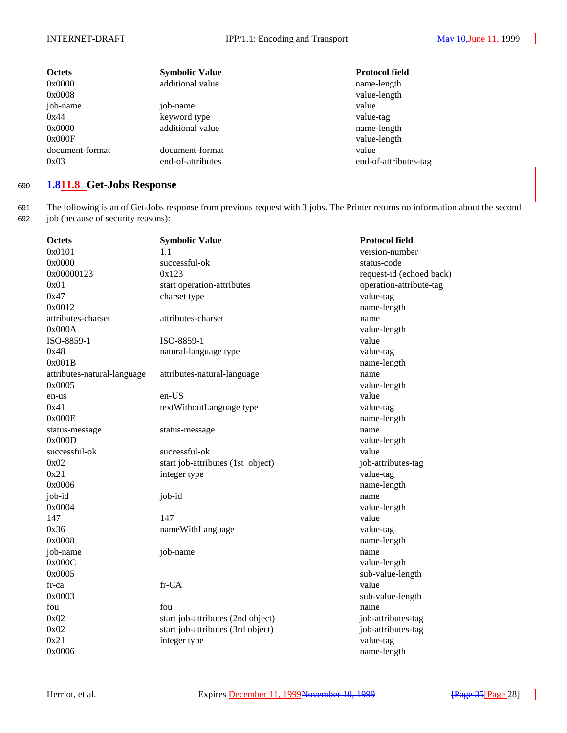| Octets | Symbolic Value | Protocol field |
|---|---|---|
| 0x0000 | additional value | name-length |
| 0x0008 | | value-length |
| job-name | job-name | value |
| 0x44 | keyword type | value-tag |
| 0x0000 | additional value | name-length |
| 0x000F | | value-length |
| document-format | document-format | value |
| 0x03 | end-of-attributes | end-of-attributes-tag |

## 1.811.8 Get-Jobs Response

The following is an of Get-Jobs response from previous request with 3 jobs. The Printer returns no information about the second job (because of security reasons):

| Octets | Symbolic Value | Protocol field |
|---|---|---|
| 0x0101 | 1.1 | version-number |
| 0x0000 | successful-ok | status-code |
| 0x00000123 | 0x123 | request-id (echoed back) |
| 0x01 | start operation-attributes | operation-attribute-tag |
| 0x47 | charset type | value-tag |
| 0x0012 | | name-length |
| attributes-charset | attributes-charset | name |
| 0x000A | | value-length |
| ISO-8859-1 | ISO-8859-1 | value |
| 0x48 | natural-language type | value-tag |
| 0x001B | | name-length |
| attributes-natural-language | attributes-natural-language | name |
| 0x0005 | | value-length |
| en-us | en-US | value |
| 0x41 | textWithoutLanguage type | value-tag |
| 0x000E | | name-length |
| status-message | status-message | name |
| 0x000D | | value-length |
| successful-ok | successful-ok | value |
| 0x02 | start job-attributes (1st object) | job-attributes-tag |
| 0x21 | integer type | value-tag |
| 0x0006 | | name-length |
| job-id | job-id | name |
| 0x0004 | | value-length |
| 147 | 147 | value |
| 0x36 | nameWithLanguage | value-tag |
| 0x0008 | | name-length |
| job-name | job-name | name |
| 0x000C | | value-length |
| 0x0005 | | sub-value-length |
| fr-ca | fr-CA | value |
| 0x0003 | | sub-value-length |
| fou | fou | name |
| 0x02 | start job-attributes (2nd object) | job-attributes-tag |
| 0x02 | start job-attributes (3rd object) | job-attributes-tag |
| 0x21 | integer type | value-tag |
| 0x0006 | | name-length |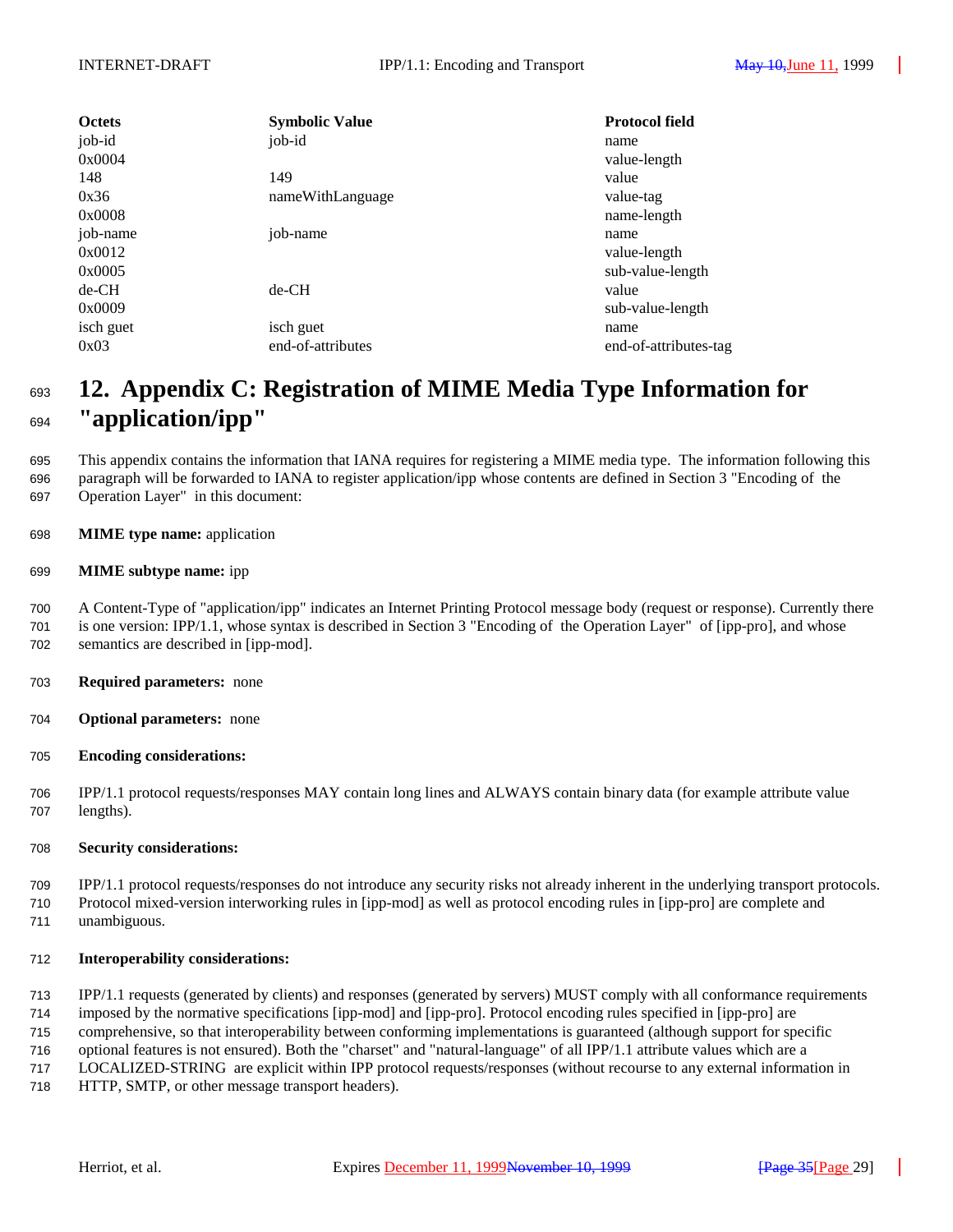| Octets | Symbolic Value | Protocol field |
| --- | --- | --- |
| job-id | job-id | name |
| 0x0004 | | value-length |
| 148 | 149 | value |
| 0x36 | nameWithLanguage | value-tag |
| 0x0008 | | name-length |
| job-name | job-name | name |
| 0x0012 | | value-length |
| 0x0005 | | sub-value-length |
| de-CH | de-CH | value |
| 0x0009 | | sub-value-length |
| isch guet | isch guet | name |
| 0x03 | end-of-attributes | end-of-attributes-tag |

# 12. Appendix C: Registration of MIME Media Type Information for "application/ipp"

This appendix contains the information that IANA requires for registering a MIME media type. The information following this paragraph will be forwarded to IANA to register application/ipp whose contents are defined in Section 3 "Encoding of the Operation Layer" in this document:

**MIME type name:** application

**MIME subtype name:** ipp

A Content-Type of "application/ipp" indicates an Internet Printing Protocol message body (request or response). Currently there is one version: IPP/1.1, whose syntax is described in Section 3 "Encoding of the Operation Layer" of [ipp-pro], and whose semantics are described in [ipp-mod].

**Required parameters:** none

**Optional parameters:** none

**Encoding considerations:**

IPP/1.1 protocol requests/responses MAY contain long lines and ALWAYS contain binary data (for example attribute value lengths).

**Security considerations:**

IPP/1.1 protocol requests/responses do not introduce any security risks not already inherent in the underlying transport protocols. Protocol mixed-version interworking rules in [ipp-mod] as well as protocol encoding rules in [ipp-pro] are complete and unambiguous.

**Interoperability considerations:**

IPP/1.1 requests (generated by clients) and responses (generated by servers) MUST comply with all conformance requirements imposed by the normative specifications [ipp-mod] and [ipp-pro]. Protocol encoding rules specified in [ipp-pro] are comprehensive, so that interoperability between conforming implementations is guaranteed (although support for specific optional features is not ensured). Both the "charset" and "natural-language" of all IPP/1.1 attribute values which are a LOCALIZED-STRING are explicit within IPP protocol requests/responses (without recourse to any external information in HTTP, SMTP, or other message transport headers).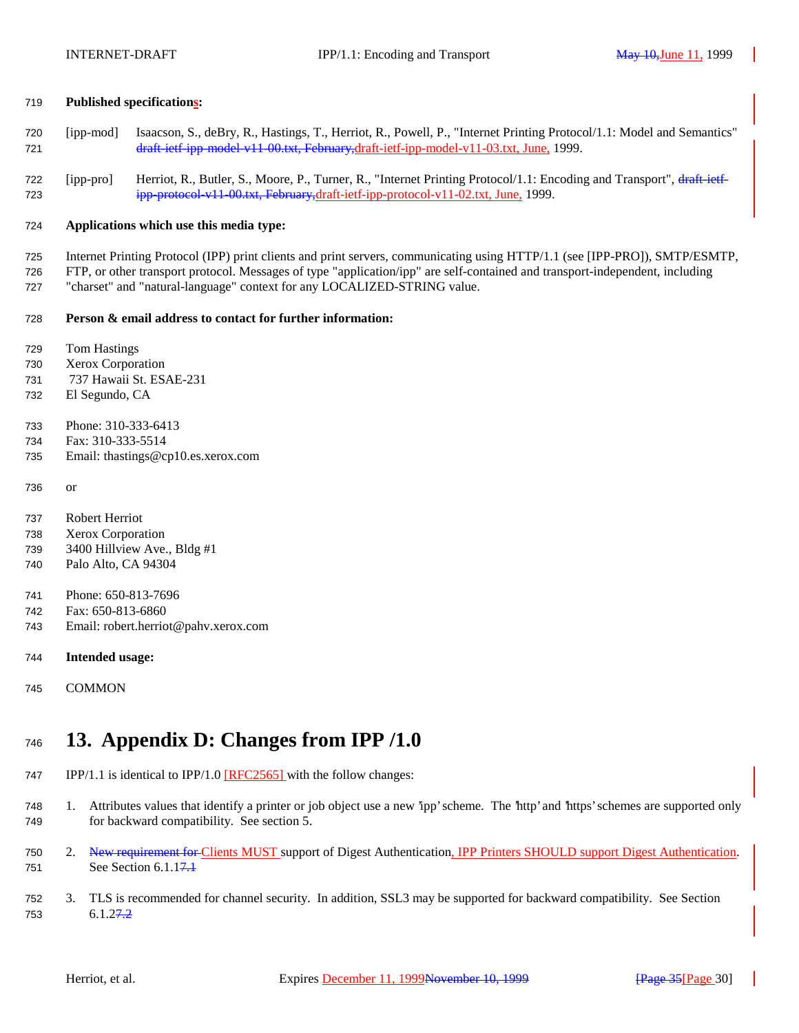**Published specifications:**

[ipp-mod] Isaacson, S., deBry, R., Hastings, T., Herriot, R., Powell, P., "Internet Printing Protocol/1.1: Model and Semantics" ~~draft-ietf-ipp-model-v11-00.txt, February,~~draft-ietf-ipp-model-v11-03.txt, June, 1999.

[ipp-pro] Herriot, R., Butler, S., Moore, P., Turner, R., "Internet Printing Protocol/1.1: Encoding and Transport", ~~draft-ietf-ipp-protocol-v11-00.txt, February,~~draft-ietf-ipp-protocol-v11-02.txt, June, 1999.

**Applications which use this media type:**

Internet Printing Protocol (IPP) print clients and print servers, communicating using HTTP/1.1 (see [IPP-PRO]), SMTP/ESMTP, FTP, or other transport protocol. Messages of type "application/ipp" are self-contained and transport-independent, including "charset" and "natural-language" context for any LOCALIZED-STRING value.

**Person & email address to contact for further information:**

Tom Hastings
Xerox Corporation
737 Hawaii St. ESAE-231
El Segundo, CA

Phone: 310-333-6413
Fax: 310-333-5514
Email: thastings@cp10.es.xerox.com

or

Robert Herriot
Xerox Corporation
3400 Hillview Ave., Bldg #1
Palo Alto, CA 94304

Phone: 650-813-7696
Fax: 650-813-6860
Email: robert.herriot@pahv.xerox.com

**Intended usage:**

COMMON

# 13. Appendix D: Changes from IPP /1.0

IPP/1.1 is identical to IPP/1.0 [RFC2565] with the follow changes:

1. Attributes values that identify a printer or job object use a new 'ipp' scheme. The 'http' and 'https' schemes are supported only for backward compatibility. See section 5.

2. ~~New requirement for~~ Clients MUST support of Digest Authentication, IPP Printers SHOULD support Digest Authentication. See Section 6.1.1~~7.1~~

3. TLS is recommended for channel security. In addition, SSL3 may be supported for backward compatibility. See Section 6.1.2~~7.2~~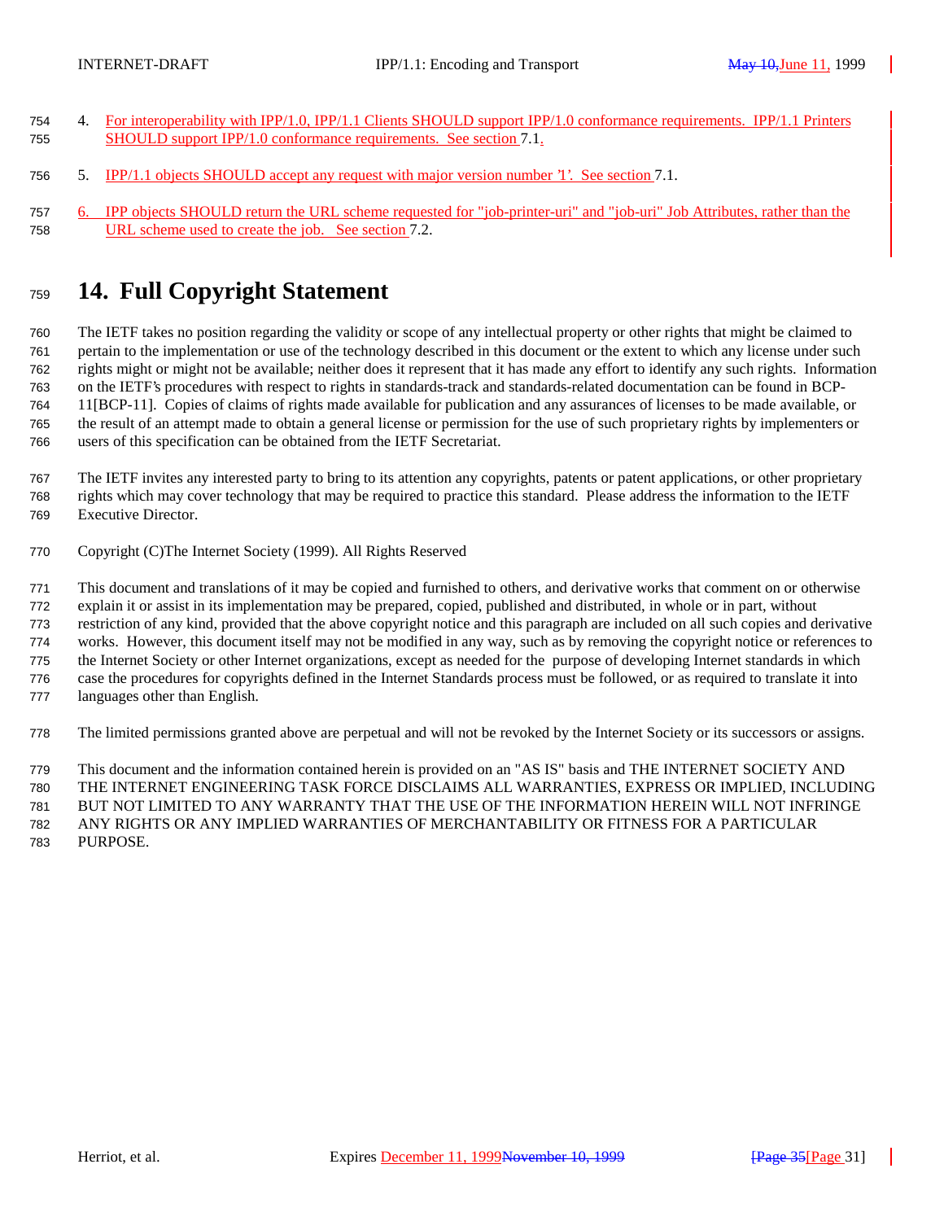4. For interoperability with IPP/1.0, IPP/1.1 Clients SHOULD support IPP/1.0 conformance requirements. IPP/1.1 Printers SHOULD support IPP/1.0 conformance requirements. See section 7.1.

5. IPP/1.1 objects SHOULD accept any request with major version number '1'. See section 7.1.

6. IPP objects SHOULD return the URL scheme requested for "job-printer-uri" and "job-uri" Job Attributes, rather than the URL scheme used to create the job. See section 7.2.

# 14. Full Copyright Statement

The IETF takes no position regarding the validity or scope of any intellectual property or other rights that might be claimed to pertain to the implementation or use of the technology described in this document or the extent to which any license under such rights might or might not be available; neither does it represent that it has made any effort to identify any such rights. Information on the IETF's procedures with respect to rights in standards-track and standards-related documentation can be found in BCP-11[BCP-11]. Copies of claims of rights made available for publication and any assurances of licenses to be made available, or the result of an attempt made to obtain a general license or permission for the use of such proprietary rights by implementers or users of this specification can be obtained from the IETF Secretariat.

The IETF invites any interested party to bring to its attention any copyrights, patents or patent applications, or other proprietary rights which may cover technology that may be required to practice this standard. Please address the information to the IETF Executive Director.

Copyright (C)The Internet Society (1999). All Rights Reserved

This document and translations of it may be copied and furnished to others, and derivative works that comment on or otherwise explain it or assist in its implementation may be prepared, copied, published and distributed, in whole or in part, without restriction of any kind, provided that the above copyright notice and this paragraph are included on all such copies and derivative works. However, this document itself may not be modified in any way, such as by removing the copyright notice or references to the Internet Society or other Internet organizations, except as needed for the purpose of developing Internet standards in which case the procedures for copyrights defined in the Internet Standards process must be followed, or as required to translate it into languages other than English.

The limited permissions granted above are perpetual and will not be revoked by the Internet Society or its successors or assigns.

This document and the information contained herein is provided on an "AS IS" basis and THE INTERNET SOCIETY AND THE INTERNET ENGINEERING TASK FORCE DISCLAIMS ALL WARRANTIES, EXPRESS OR IMPLIED, INCLUDING BUT NOT LIMITED TO ANY WARRANTY THAT THE USE OF THE INFORMATION HEREIN WILL NOT INFRINGE ANY RIGHTS OR ANY IMPLIED WARRANTIES OF MERCHANTABILITY OR FITNESS FOR A PARTICULAR PURPOSE.